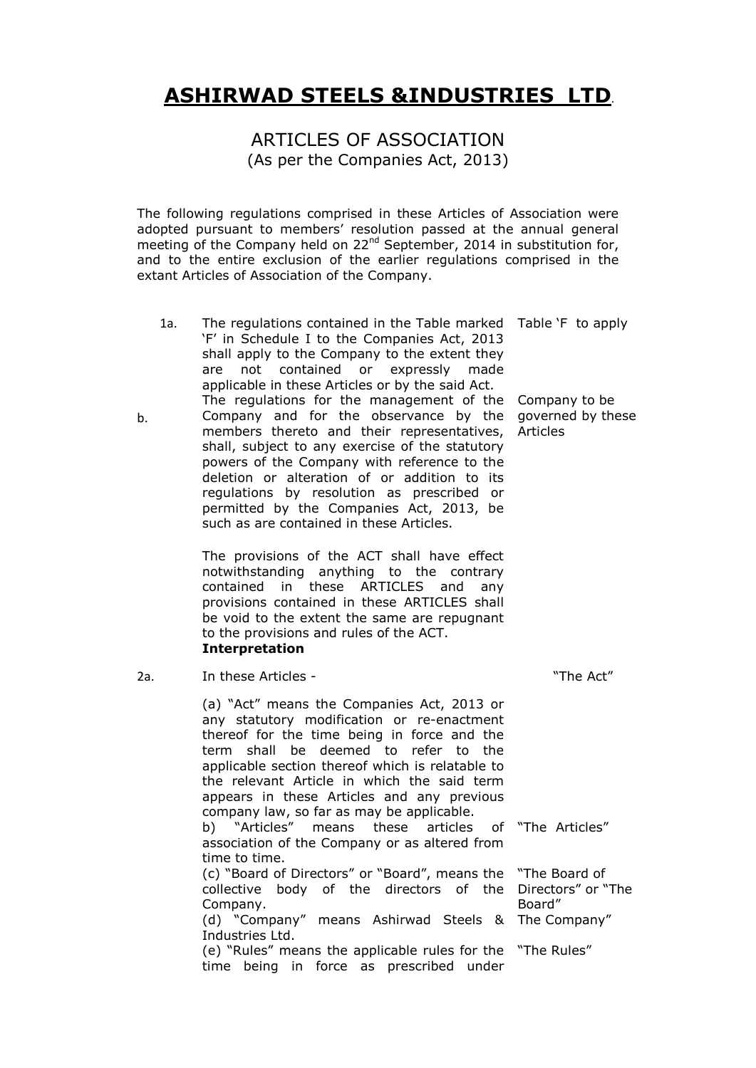# ASHIRWAD STEELS &INDUSTRIES LTD.

## ARTICLES OF ASSOCIATION

(As per the Companies Act, 2013)

The following regulations comprised in these Articles of Association were adopted pursuant to members' resolution passed at the annual general meeting of the Company held on 22nd September, 2014 in substitution for, and to the entire exclusion of the earlier regulations comprised in the extant Articles of Association of the Company.

| | | |
|---|---|---|
| 1a. | The regulations contained in the Table marked 'F' in Schedule I to the Companies Act, 2013 shall apply to the Company to the extent they are not contained or expressly made applicable in these Articles or by the said Act. | Table 'F to apply |
| b. | The regulations for the management of the Company and for the observance by the members thereto and their representatives, shall, subject to any exercise of the statutory powers of the Company with reference to the deletion or alteration of or addition to its regulations by resolution as prescribed or permitted by the Companies Act, 2013, be such as are contained in these Articles. | Company to be governed by these Articles |
| | The provisions of the ACT shall have effect notwithstanding anything to the contrary contained in these ARTICLES and any provisions contained in these ARTICLES shall be void to the extent the same are repugnant to the provisions and rules of the ACT. | |

**Interpretation**

| | | |
|---|---|---|
| 2a. | In these Articles - | "The Act" |
| | (a) "Act" means the Companies Act, 2013 or any statutory modification or re-enactment thereof for the time being in force and the term shall be deemed to refer to the applicable section thereof which is relatable to the relevant Article in which the said term appears in these Articles and any previous company law, so far as may be applicable. | |
| | b) "Articles" means these articles of association of the Company or as altered from time to time. | "The Articles" |
| | (c) "Board of Directors" or "Board", means the collective body of the directors of the Company. | "The Board of Directors" or "The Board" |
| | (d) "Company" means Ashirwad Steels & Industries Ltd. | The Company" |
| | (e) "Rules" means the applicable rules for the time being in force as prescribed under | "The Rules" |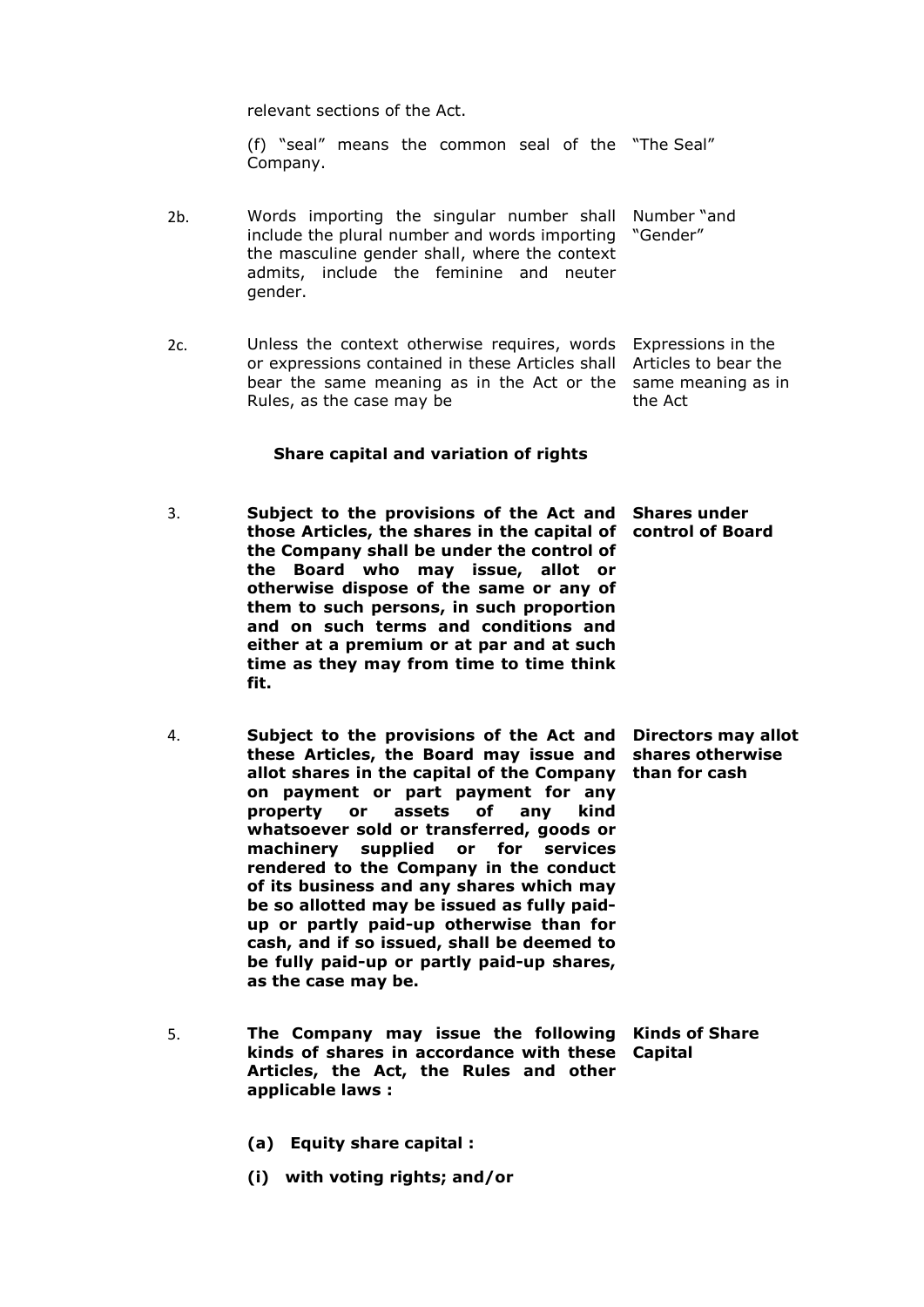relevant sections of the Act.

(f) "seal" means the common seal of the Company. "The Seal"

2b. Words importing the singular number shall include the plural number and words importing the masculine gender shall, where the context admits, include the feminine and neuter gender. Number "and "Gender"

2c. Unless the context otherwise requires, words or expressions contained in these Articles shall bear the same meaning as in the Act or the Rules, as the case may be Expressions in the Articles to bear the same meaning as in the Act

**Share capital and variation of rights**

3. **Subject to the provisions of the Act and those Articles, the shares in the capital of the Company shall be under the control of the Board who may issue, allot or otherwise dispose of the same or any of them to such persons, in such proportion and on such terms and conditions and either at a premium or at par and at such time as they may from time to time think fit.** **Shares under control of Board**

4. **Subject to the provisions of the Act and these Articles, the Board may issue and allot shares in the capital of the Company on payment or part payment for any property or assets of any kind whatsoever sold or transferred, goods or machinery supplied or for services rendered to the Company in the conduct of its business and any shares which may be so allotted may be issued as fully paid-up or partly paid-up otherwise than for cash, and if so issued, shall be deemed to be fully paid-up or partly paid-up shares, as the case may be.** **Directors may allot shares otherwise than for cash**

5. **The Company may issue the following kinds of shares in accordance with these Articles, the Act, the Rules and other applicable laws :** **Kinds of Share Capital**

**(a) Equity share capital :**

**(i) with voting rights; and/or**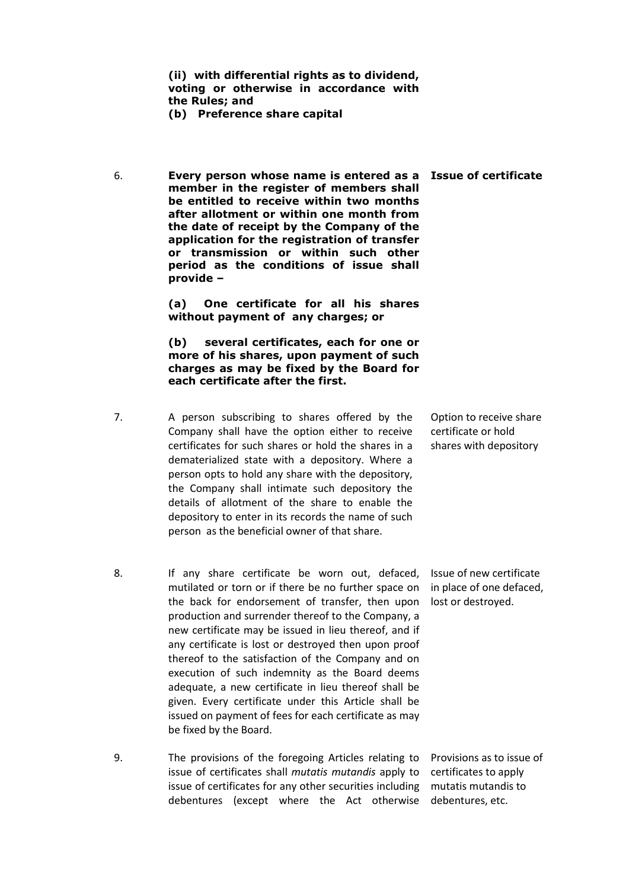**(ii) with differential rights as to dividend, voting or otherwise in accordance with the Rules; and**

**(b) Preference share capital**

6. **Every person whose name is entered as a member in the register of members shall be entitled to receive within two months after allotment or within one month from the date of receipt by the Company of the application for the registration of transfer or transmission or within such other period as the conditions of issue shall provide –** — **Issue of certificate**

   **(a) One certificate for all his shares without payment of any charges; or**

   **(b) several certificates, each for one or more of his shares, upon payment of such charges as may be fixed by the Board for each certificate after the first.**

7. A person subscribing to shares offered by the Company shall have the option either to receive certificates for such shares or hold the shares in a dematerialized state with a depository. Where a person opts to hold any share with the depository, the Company shall intimate such depository the details of allotment of the share to enable the depository to enter in its records the name of such person as the beneficial owner of that share. — Option to receive share certificate or hold shares with depository

8. If any share certificate be worn out, defaced, mutilated or torn or if there be no further space on the back for endorsement of transfer, then upon production and surrender thereof to the Company, a new certificate may be issued in lieu thereof, and if any certificate is lost or destroyed then upon proof thereof to the satisfaction of the Company and on execution of such indemnity as the Board deems adequate, a new certificate in lieu thereof shall be given. Every certificate under this Article shall be issued on payment of fees for each certificate as may be fixed by the Board. — Issue of new certificate in place of one defaced, lost or destroyed.

9. The provisions of the foregoing Articles relating to issue of certificates shall *mutatis mutandis* apply to issue of certificates for any other securities including debentures (except where the Act otherwise — Provisions as to issue of certificates to apply mutatis mutandis to debentures, etc.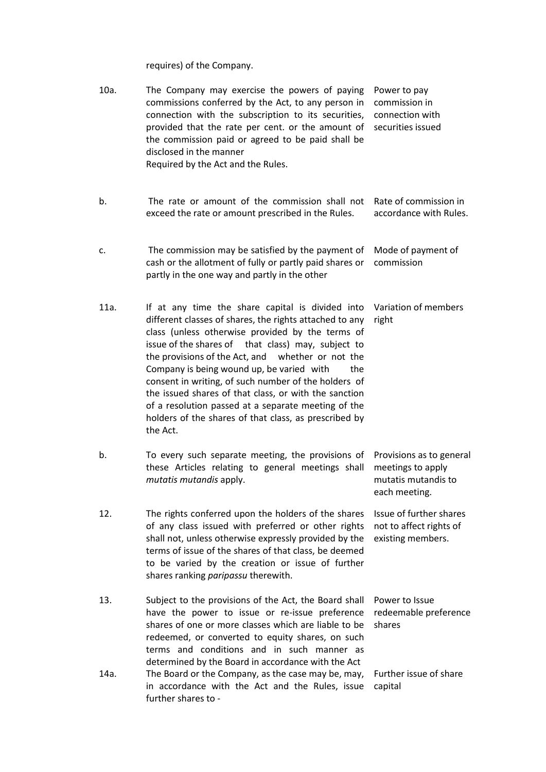requires) of the Company.

| | | |
|---|---|---|
| 10a. | The Company may exercise the powers of paying commissions conferred by the Act, to any person in connection with the subscription to its securities, provided that the rate per cent. or the amount of the commission paid or agreed to be paid shall be disclosed in the manner Required by the Act and the Rules. | Power to pay commission in connection with securities issued |
| b. | The rate or amount of the commission shall not exceed the rate or amount prescribed in the Rules. | Rate of commission in accordance with Rules. |
| c. | The commission may be satisfied by the payment of cash or the allotment of fully or partly paid shares or partly in the one way and partly in the other | Mode of payment of commission |
| 11a. | If at any time the share capital is divided into different classes of shares, the rights attached to any class (unless otherwise provided by the terms of issue of the shares of that class) may, subject to the provisions of the Act, and whether or not the Company is being wound up, be varied with the consent in writing, of such number of the holders of the issued shares of that class, or with the sanction of a resolution passed at a separate meeting of the holders of the shares of that class, as prescribed by the Act. | Variation of members right |
| b. | To every such separate meeting, the provisions of these Articles relating to general meetings shall *mutatis mutandis* apply. | Provisions as to general meetings to apply mutatis mutandis to each meeting. |
| 12. | The rights conferred upon the holders of the shares of any class issued with preferred or other rights shall not, unless otherwise expressly provided by the terms of issue of the shares of that class, be deemed to be varied by the creation or issue of further shares ranking *paripassu* therewith. | Issue of further shares not to affect rights of existing members. |
| 13. | Subject to the provisions of the Act, the Board shall have the power to issue or re-issue preference shares of one or more classes which are liable to be redeemed, or converted to equity shares, on such terms and conditions and in such manner as determined by the Board in accordance with the Act | Power to Issue redeemable preference shares |
| 14a. | The Board or the Company, as the case may be, may, in accordance with the Act and the Rules, issue further shares to - | Further issue of share capital |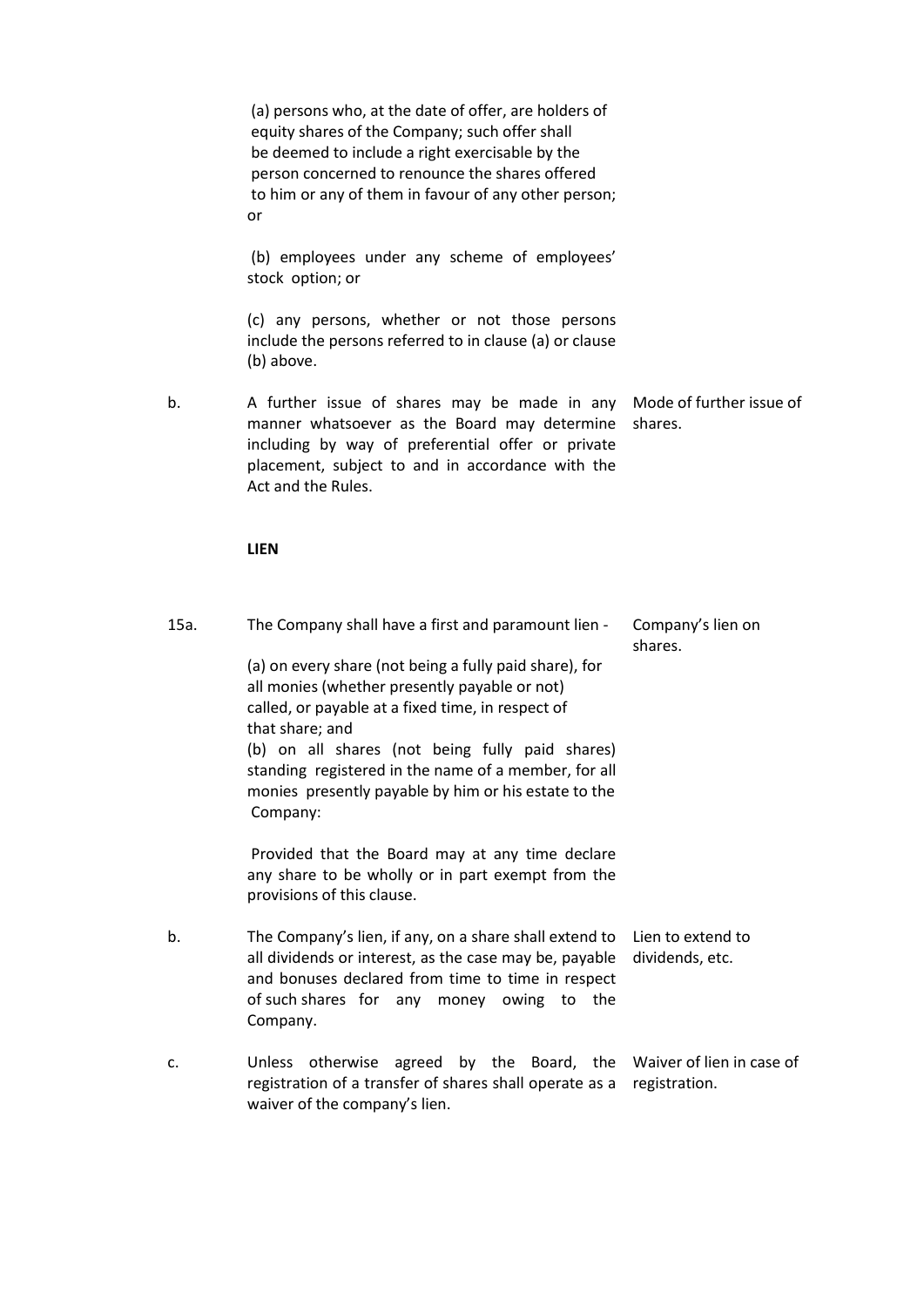(a) persons who, at the date of offer, are holders of equity shares of the Company; such offer shall be deemed to include a right exercisable by the person concerned to renounce the shares offered to him or any of them in favour of any other person; or

(b) employees under any scheme of employees' stock option; or

(c) any persons, whether or not those persons include the persons referred to in clause (a) or clause (b) above.

b. A further issue of shares may be made in any manner whatsoever as the Board may determine including by way of preferential offer or private placement, subject to and in accordance with the Act and the Rules. *Mode of further issue of shares.*

**LIEN**

15a. The Company shall have a first and paramount lien - *Company's lien on shares.*

(a) on every share (not being a fully paid share), for all monies (whether presently payable or not) called, or payable at a fixed time, in respect of that share; and

(b) on all shares (not being fully paid shares) standing registered in the name of a member, for all monies presently payable by him or his estate to the Company:

Provided that the Board may at any time declare any share to be wholly or in part exempt from the provisions of this clause.

b. The Company's lien, if any, on a share shall extend to all dividends or interest, as the case may be, payable and bonuses declared from time to time in respect of such shares for any money owing to the Company. *Lien to extend to dividends, etc.*

c. Unless otherwise agreed by the Board, the registration of a transfer of shares shall operate as a waiver of the company's lien. *Waiver of lien in case of registration.*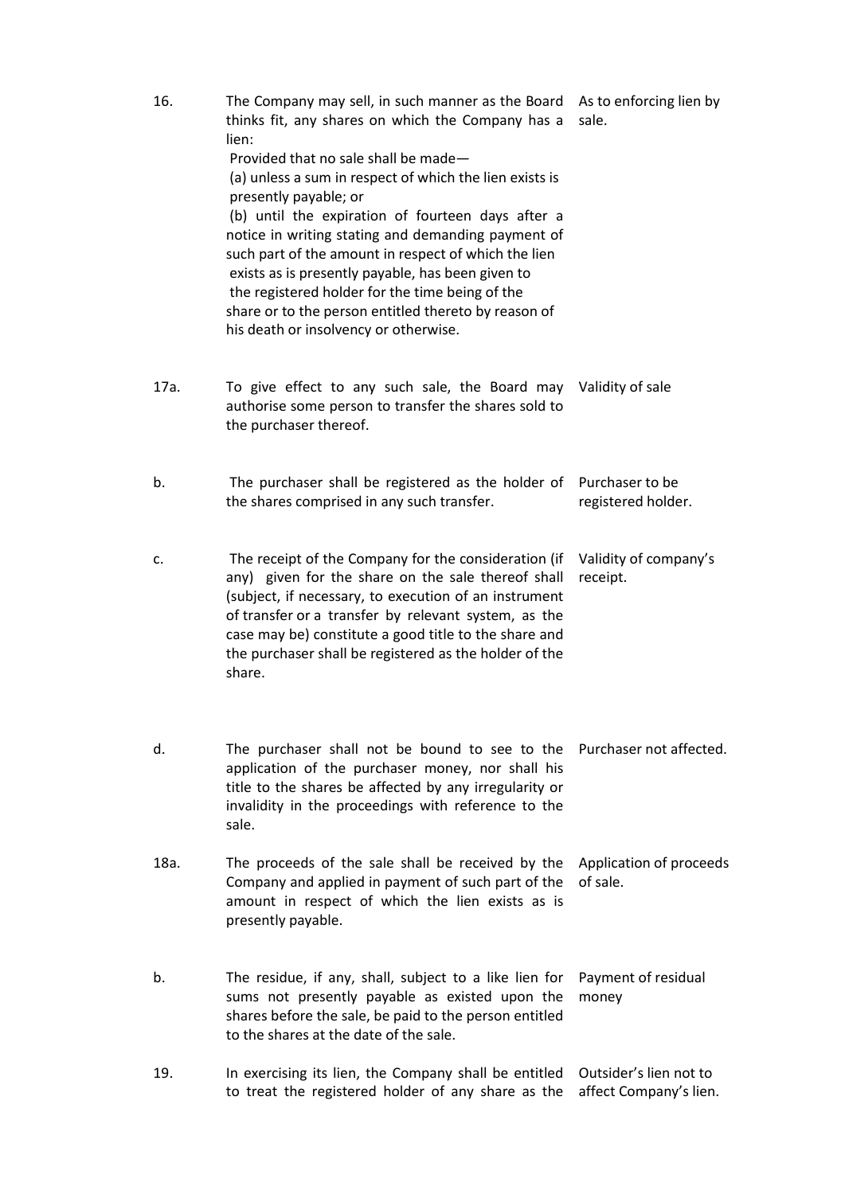| | | |
|---|---|---|
| 16. | The Company may sell, in such manner as the Board thinks fit, any shares on which the Company has a lien:<br>Provided that no sale shall be made—<br>(a) unless a sum in respect of which the lien exists is presently payable; or<br>(b) until the expiration of fourteen days after a notice in writing stating and demanding payment of such part of the amount in respect of which the lien exists as is presently payable, has been given to the registered holder for the time being of the share or to the person entitled thereto by reason of his death or insolvency or otherwise. | As to enforcing lien by sale. |
| 17a. | To give effect to any such sale, the Board may authorise some person to transfer the shares sold to the purchaser thereof. | Validity of sale |
| b. | The purchaser shall be registered as the holder of the shares comprised in any such transfer. | Purchaser to be registered holder. |
| c. | The receipt of the Company for the consideration (if any) given for the share on the sale thereof shall (subject, if necessary, to execution of an instrument of transfer or a transfer by relevant system, as the case may be) constitute a good title to the share and the purchaser shall be registered as the holder of the share. | Validity of company's receipt. |
| d. | The purchaser shall not be bound to see to the application of the purchaser money, nor shall his title to the shares be affected by any irregularity or invalidity in the proceedings with reference to the sale. | Purchaser not affected. |
| 18a. | The proceeds of the sale shall be received by the Company and applied in payment of such part of the amount in respect of which the lien exists as is presently payable. | Application of proceeds of sale. |
| b. | The residue, if any, shall, subject to a like lien for sums not presently payable as existed upon the shares before the sale, be paid to the person entitled to the shares at the date of the sale. | Payment of residual money |
| 19. | In exercising its lien, the Company shall be entitled to treat the registered holder of any share as the | Outsider's lien not to affect Company's lien. |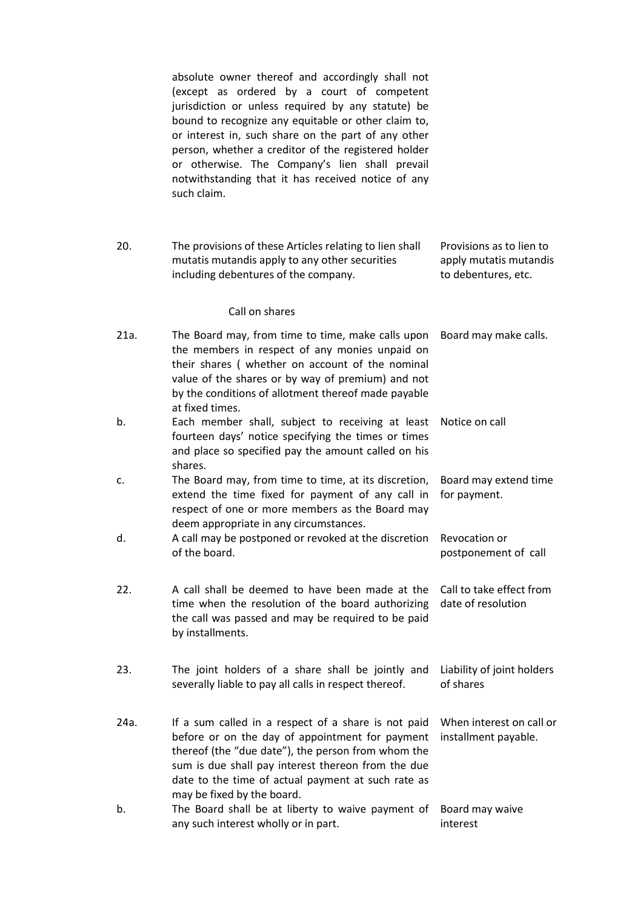absolute owner thereof and accordingly shall not (except as ordered by a court of competent jurisdiction or unless required by any statute) be bound to recognize any equitable or other claim to, or interest in, such share on the part of any other person, whether a creditor of the registered holder or otherwise. The Company's lien shall prevail notwithstanding that it has received notice of any such claim.

| | | |
|---|---|---|
| 20. | The provisions of these Articles relating to lien shall mutatis mutandis apply to any other securities including debentures of the company. | Provisions as to lien to apply mutatis mutandis to debentures, etc. |

### Call on shares

| | | |
|---|---|---|
| 21a. | The Board may, from time to time, make calls upon the members in respect of any monies unpaid on their shares ( whether on account of the nominal value of the shares or by way of premium) and not by the conditions of allotment thereof made payable at fixed times. | Board may make calls. |
| b. | Each member shall, subject to receiving at least fourteen days' notice specifying the times or times and place so specified pay the amount called on his shares. | Notice on call |
| c. | The Board may, from time to time, at its discretion, extend the time fixed for payment of any call in respect of one or more members as the Board may deem appropriate in any circumstances. | Board may extend time for payment. |
| d. | A call may be postponed or revoked at the discretion of the board. | Revocation or postponement of call |
| 22. | A call shall be deemed to have been made at the time when the resolution of the board authorizing the call was passed and may be required to be paid by installments. | Call to take effect from date of resolution |
| 23. | The joint holders of a share shall be jointly and severally liable to pay all calls in respect thereof. | Liability of joint holders of shares |
| 24a. | If a sum called in a respect of a share is not paid before or on the day of appointment for payment thereof (the "due date"), the person from whom the sum is due shall pay interest thereon from the due date to the time of actual payment at such rate as may be fixed by the board. | When interest on call or installment payable. |
| b. | The Board shall be at liberty to waive payment of any such interest wholly or in part. | Board may waive interest |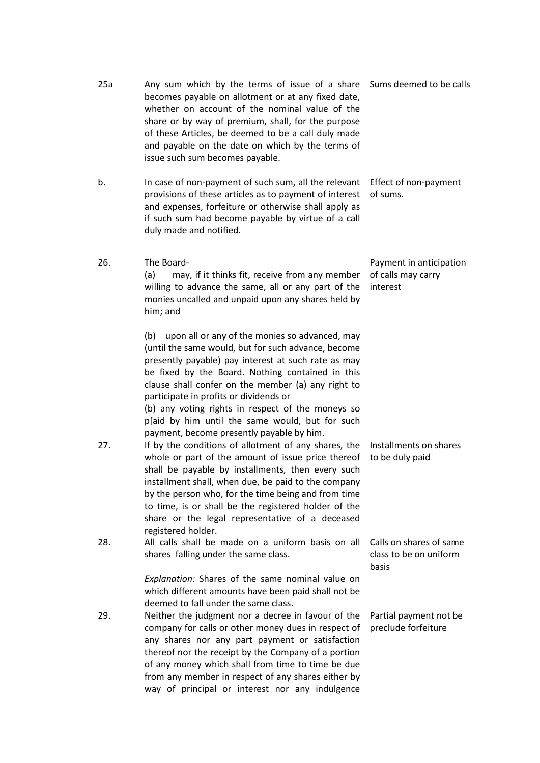| | | |
|---|---|---|
| 25a | Any sum which by the terms of issue of a share becomes payable on allotment or at any fixed date, whether on account of the nominal value of the share or by way of premium, shall, for the purpose of these Articles, be deemed to be a call duly made and payable on the date on which by the terms of issue such sum becomes payable. | Sums deemed to be calls |
| b. | In case of non-payment of such sum, all the relevant provisions of these articles as to payment of interest and expenses, forfeiture or otherwise shall apply as if such sum had become payable by virtue of a call duly made and notified. | Effect of non-payment of sums. |
| 26. | The Board-<br>(a) may, if it thinks fit, receive from any member willing to advance the same, all or any part of the monies uncalled and unpaid upon any shares held by him; and<br><br>(b) upon all or any of the monies so advanced, may (until the same would, but for such advance, become presently payable) pay interest at such rate as may be fixed by the Board. Nothing contained in this clause shall confer on the member (a) any right to participate in profits or dividends or<br>(b) any voting rights in respect of the moneys so p[aid by him until the same would, but for such payment, become presently payable by him. | Payment in anticipation of calls may carry interest |
| 27. | If by the conditions of allotment of any shares, the whole or part of the amount of issue price thereof shall be payable by installments, then every such installment shall, when due, be paid to the company by the person who, for the time being and from time to time, is or shall be the registered holder of the share or the legal representative of a deceased registered holder. | Installments on shares to be duly paid |
| 28. | All calls shall be made on a uniform basis on all shares falling under the same class.<br><br>*Explanation:* Shares of the same nominal value on which different amounts have been paid shall not be deemed to fall under the same class. | Calls on shares of same class to be on uniform basis |
| 29. | Neither the judgment nor a decree in favour of the company for calls or other money dues in respect of any shares nor any part payment or satisfaction thereof nor the receipt by the Company of a portion of any money which shall from time to time be due from any member in respect of any shares either by way of principal or interest nor any indulgence | Partial payment not be preclude forfeiture |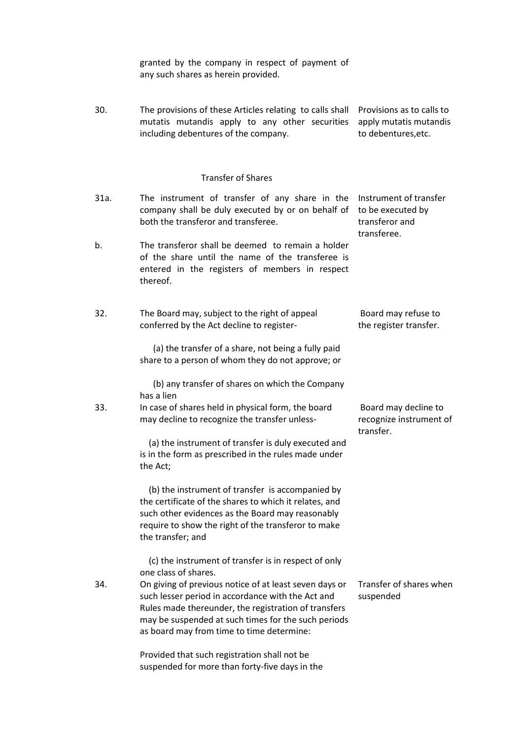granted by the company in respect of payment of any such shares as herein provided.

| | | |
|---|---|---|
| 30. | The provisions of these Articles relating to calls shall mutatis mutandis apply to any other securities including debentures of the company. | Provisions as to calls to apply mutatis mutandis to debentures,etc. |

### Transfer of Shares

| | | |
|---|---|---|
| 31a. | The instrument of transfer of any share in the company shall be duly executed by or on behalf of both the transferor and transferee. | Instrument of transfer to be executed by transferor and transferee. |
| b. | The transferor shall be deemed to remain a holder of the share until the name of the transferee is entered in the registers of members in respect thereof. | |
| 32. | The Board may, subject to the right of appeal conferred by the Act decline to register-<br><br>(a) the transfer of a share, not being a fully paid share to a person of whom they do not approve; or<br><br>(b) any transfer of shares on which the Company has a lien | Board may refuse to the register transfer. |
| 33. | In case of shares held in physical form, the board may decline to recognize the transfer unless-<br><br>(a) the instrument of transfer is duly executed and is in the form as prescribed in the rules made under the Act;<br><br>(b) the instrument of transfer is accompanied by the certificate of the shares to which it relates, and such other evidences as the Board may reasonably require to show the right of the transferor to make the transfer; and<br><br>(c) the instrument of transfer is in respect of only one class of shares. | Board may decline to recognize instrument of transfer. |
| 34. | On giving of previous notice of at least seven days or such lesser period in accordance with the Act and Rules made thereunder, the registration of transfers may be suspended at such times for the such periods as board may from time to time determine:<br><br>Provided that such registration shall not be suspended for more than forty-five days in the | Transfer of shares when suspended |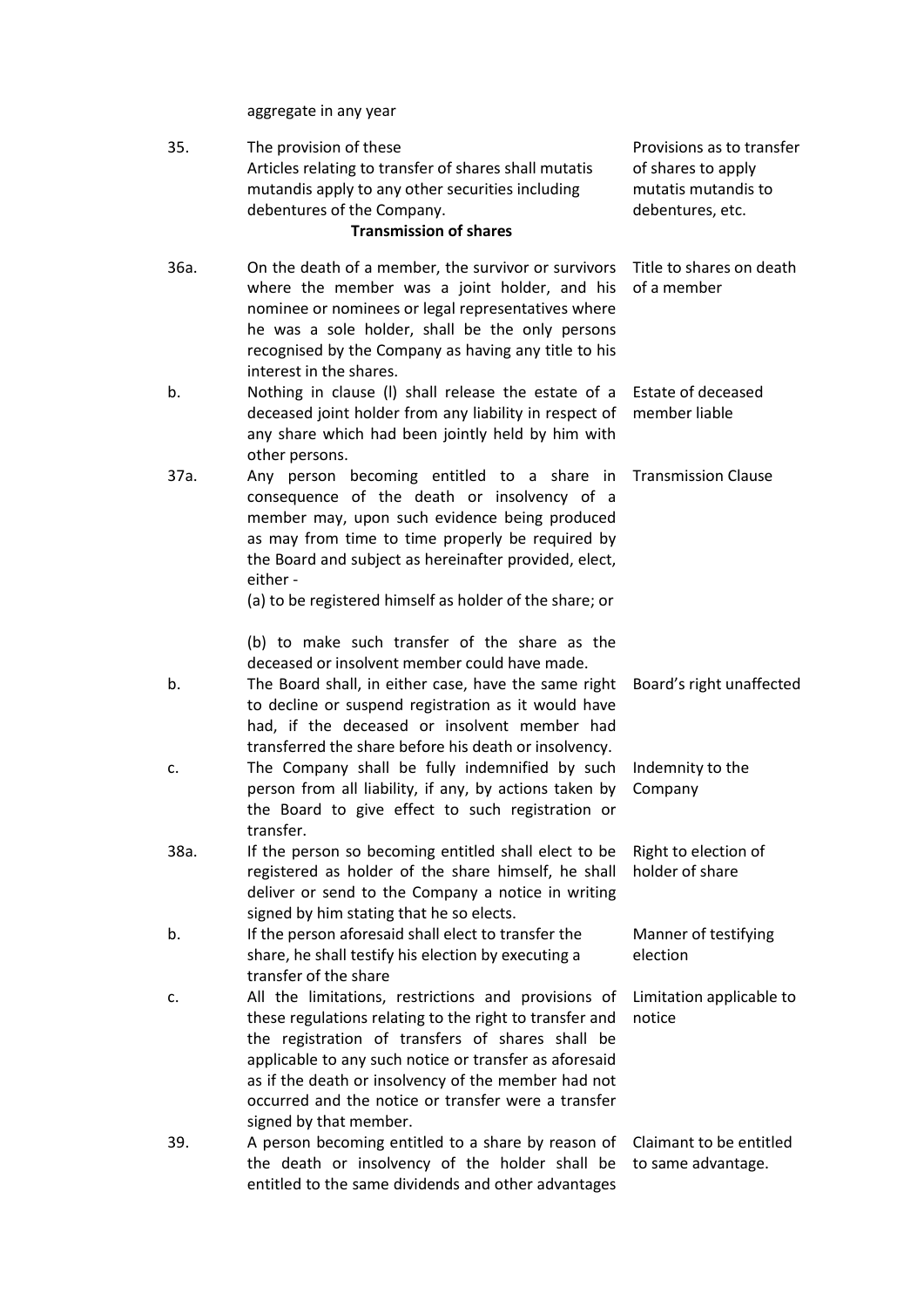aggregate in any year

| | | |
|---|---|---|
| 35. | The provision of these Articles relating to transfer of shares shall mutatis mutandis apply to any other securities including debentures of the Company. | Provisions as to transfer of shares to apply mutatis mutandis to debentures, etc. |

**Transmission of shares**

| | | |
|---|---|---|
| 36a. | On the death of a member, the survivor or survivors where the member was a joint holder, and his nominee or nominees or legal representatives where he was a sole holder, shall be the only persons recognised by the Company as having any title to his interest in the shares. | Title to shares on death of a member |
| b. | Nothing in clause (l) shall release the estate of a deceased joint holder from any liability in respect of any share which had been jointly held by him with other persons. | Estate of deceased member liable |
| 37a. | Any person becoming entitled to a share in consequence of the death or insolvency of a member may, upon such evidence being produced as may from time to time properly be required by the Board and subject as hereinafter provided, elect, either -<br>(a) to be registered himself as holder of the share; or<br><br>(b) to make such transfer of the share as the deceased or insolvent member could have made. | Transmission Clause |
| b. | The Board shall, in either case, have the same right to decline or suspend registration as it would have had, if the deceased or insolvent member had transferred the share before his death or insolvency. | Board's right unaffected |
| c. | The Company shall be fully indemnified by such person from all liability, if any, by actions taken by the Board to give effect to such registration or transfer. | Indemnity to the Company |
| 38a. | If the person so becoming entitled shall elect to be registered as holder of the share himself, he shall deliver or send to the Company a notice in writing signed by him stating that he so elects. | Right to election of holder of share |
| b. | If the person aforesaid shall elect to transfer the share, he shall testify his election by executing a transfer of the share | Manner of testifying election |
| c. | All the limitations, restrictions and provisions of these regulations relating to the right to transfer and the registration of transfers of shares shall be applicable to any such notice or transfer as aforesaid as if the death or insolvency of the member had not occurred and the notice or transfer were a transfer signed by that member. | Limitation applicable to notice |
| 39. | A person becoming entitled to a share by reason of the death or insolvency of the holder shall be entitled to the same dividends and other advantages | Claimant to be entitled to same advantage. |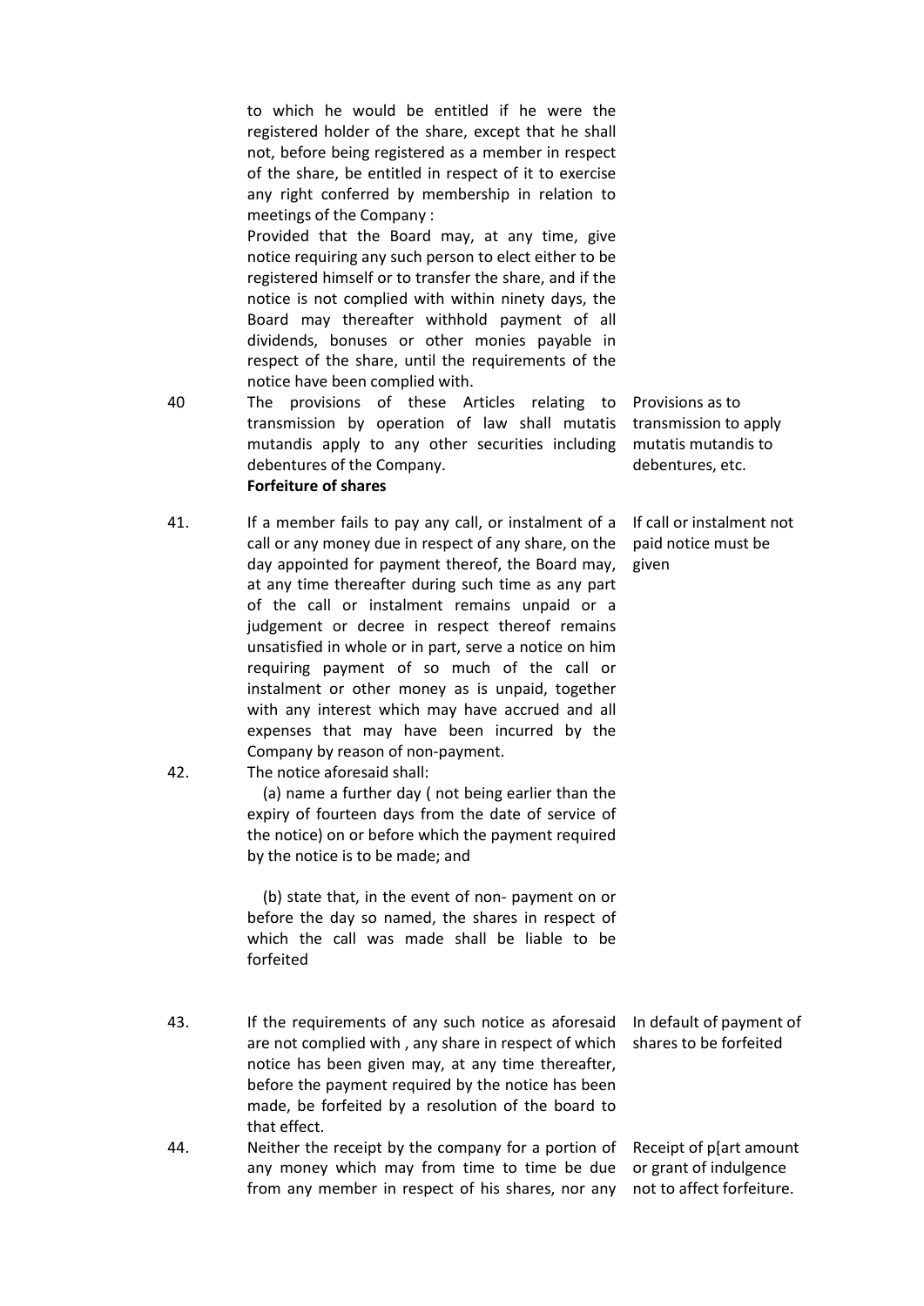to which he would be entitled if he were the registered holder of the share, except that he shall not, before being registered as a member in respect of the share, be entitled in respect of it to exercise any right conferred by membership in relation to meetings of the Company :

Provided that the Board may, at any time, give notice requiring any such person to elect either to be registered himself or to transfer the share, and if the notice is not complied with within ninety days, the Board may thereafter withhold payment of all dividends, bonuses or other monies payable in respect of the share, until the requirements of the notice have been complied with.

40 The provisions of these Articles relating to transmission by operation of law shall mutatis mutandis apply to any other securities including debentures of the Company. *(Provisions as to transmission to apply mutatis mutandis to debentures, etc.)*

**Forfeiture of shares**

41. If a member fails to pay any call, or instalment of a call or any money due in respect of any share, on the day appointed for payment thereof, the Board may, at any time thereafter during such time as any part of the call or instalment remains unpaid or a judgement or decree in respect thereof remains unsatisfied in whole or in part, serve a notice on him requiring payment of so much of the call or instalment or other money as is unpaid, together with any interest which may have accrued and all expenses that may have been incurred by the Company by reason of non-payment. *(If call or instalment not paid notice must be given)*

42. The notice aforesaid shall:

(a) name a further day ( not being earlier than the expiry of fourteen days from the date of service of the notice) on or before which the payment required by the notice is to be made; and

(b) state that, in the event of non- payment on or before the day so named, the shares in respect of which the call was made shall be liable to be forfeited

43. If the requirements of any such notice as aforesaid are not complied with , any share in respect of which notice has been given may, at any time thereafter, before the payment required by the notice has been made, be forfeited by a resolution of the board to that effect. *(In default of payment of shares to be forfeited)*

44. Neither the receipt by the company for a portion of any money which may from time to time be due from any member in respect of his shares, nor any *(Receipt of p[art amount or grant of indulgence not to affect forfeiture.)*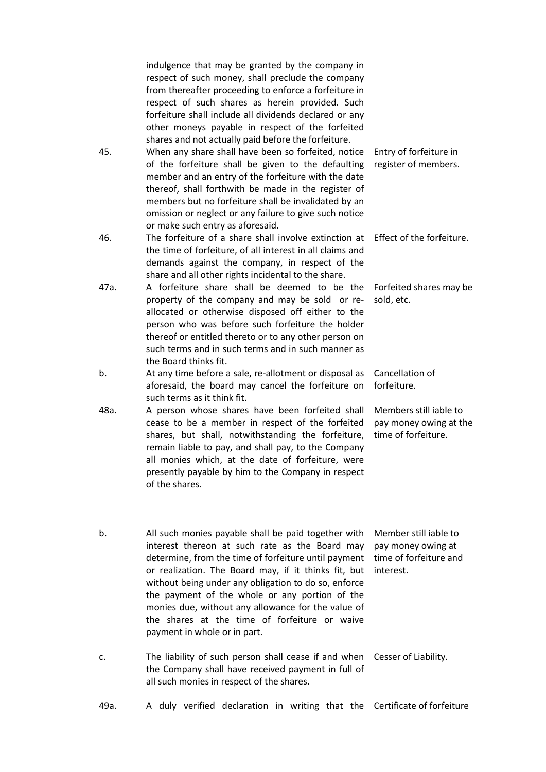indulgence that may be granted by the company in respect of such money, shall preclude the company from thereafter proceeding to enforce a forfeiture in respect of such shares as herein provided. Such forfeiture shall include all dividends declared or any other moneys payable in respect of the forfeited shares and not actually paid before the forfeiture.

| | | |
|---|---|---|
| 45. | When any share shall have been so forfeited, notice of the forfeiture shall be given to the defaulting member and an entry of the forfeiture with the date thereof, shall forthwith be made in the register of members but no forfeiture shall be invalidated by an omission or neglect or any failure to give such notice or make such entry as aforesaid. | Entry of forfeiture in register of members. |
| 46. | The forfeiture of a share shall involve extinction at the time of forfeiture, of all interest in all claims and demands against the company, in respect of the share and all other rights incidental to the share. | Effect of the forfeiture. |
| 47a. | A forfeiture share shall be deemed to be the property of the company and may be sold or re-allocated or otherwise disposed off either to the person who was before such forfeiture the holder thereof or entitled thereto or to any other person on such terms and in such terms and in such manner as the Board thinks fit. | Forfeited shares may be sold, etc. |
| b. | At any time before a sale, re-allotment or disposal as aforesaid, the board may cancel the forfeiture on such terms as it think fit. | Cancellation of forfeiture. |
| 48a. | A person whose shares have been forfeited shall cease to be a member in respect of the forfeited shares, but shall, notwithstanding the forfeiture, remain liable to pay, and shall pay, to the Company all monies which, at the date of forfeiture, were presently payable by him to the Company in respect of the shares. | Members still iable to pay money owing at the time of forfeiture. |
| b. | All such monies payable shall be paid together with interest thereon at such rate as the Board may determine, from the time of forfeiture until payment or realization. The Board may, if it thinks fit, but without being under any obligation to do so, enforce the payment of the whole or any portion of the monies due, without any allowance for the value of the shares at the time of forfeiture or waive payment in whole or in part. | Member still iable to pay money owing at time of forfeiture and interest. |
| c. | The liability of such person shall cease if and when the Company shall have received payment in full of all such monies in respect of the shares. | Cesser of Liability. |
| 49a. | A duly verified declaration in writing that the | Certificate of forfeiture |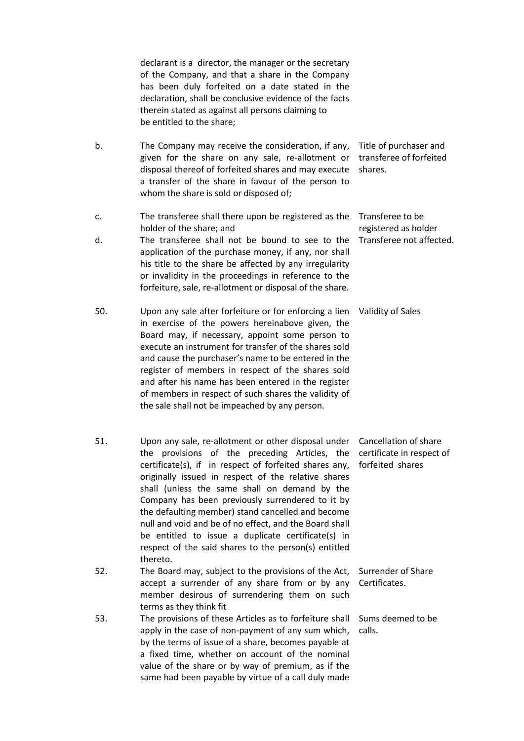declarant is a director, the manager or the secretary of the Company, and that a share in the Company has been duly forfeited on a date stated in the declaration, shall be conclusive evidence of the facts therein stated as against all persons claiming to be entitled to the share;

b. The Company may receive the consideration, if any, given for the share on any sale, re-allotment or disposal thereof of forfeited shares and may execute a transfer of the share in favour of the person to whom the share is sold or disposed of; *Title of purchaser and transferee of forfeited shares.*

c. The transferee shall there upon be registered as the holder of the share; and *Transferee to be registered as holder*

d. The transferee shall not be bound to see to the application of the purchase money, if any, nor shall his title to the share be affected by any irregularity or invalidity in the proceedings in reference to the forfeiture, sale, re-allotment or disposal of the share. *Transferee not affected.*

50. Upon any sale after forfeiture or for enforcing a lien in exercise of the powers hereinabove given, the Board may, if necessary, appoint some person to execute an instrument for transfer of the shares sold and cause the purchaser's name to be entered in the register of members in respect of the shares sold and after his name has been entered in the register of members in respect of such shares the validity of the sale shall not be impeached by any person. *Validity of Sales*

51. Upon any sale, re-allotment or other disposal under the provisions of the preceding Articles, the certificate(s), if in respect of forfeited shares any, originally issued in respect of the relative shares shall (unless the same shall on demand by the Company has been previously surrendered to it by the defaulting member) stand cancelled and become null and void and be of no effect, and the Board shall be entitled to issue a duplicate certificate(s) in respect of the said shares to the person(s) entitled thereto. *Cancellation of share certificate in respect of forfeited shares*

52. The Board may, subject to the provisions of the Act, accept a surrender of any share from or by any member desirous of surrendering them on such terms as they think fit *Surrender of Share Certificates.*

53. The provisions of these Articles as to forfeiture shall apply in the case of non-payment of any sum which, by the terms of issue of a share, becomes payable at a fixed time, whether on account of the nominal value of the share or by way of premium, as if the same had been payable by virtue of a call duly made *Sums deemed to be calls.*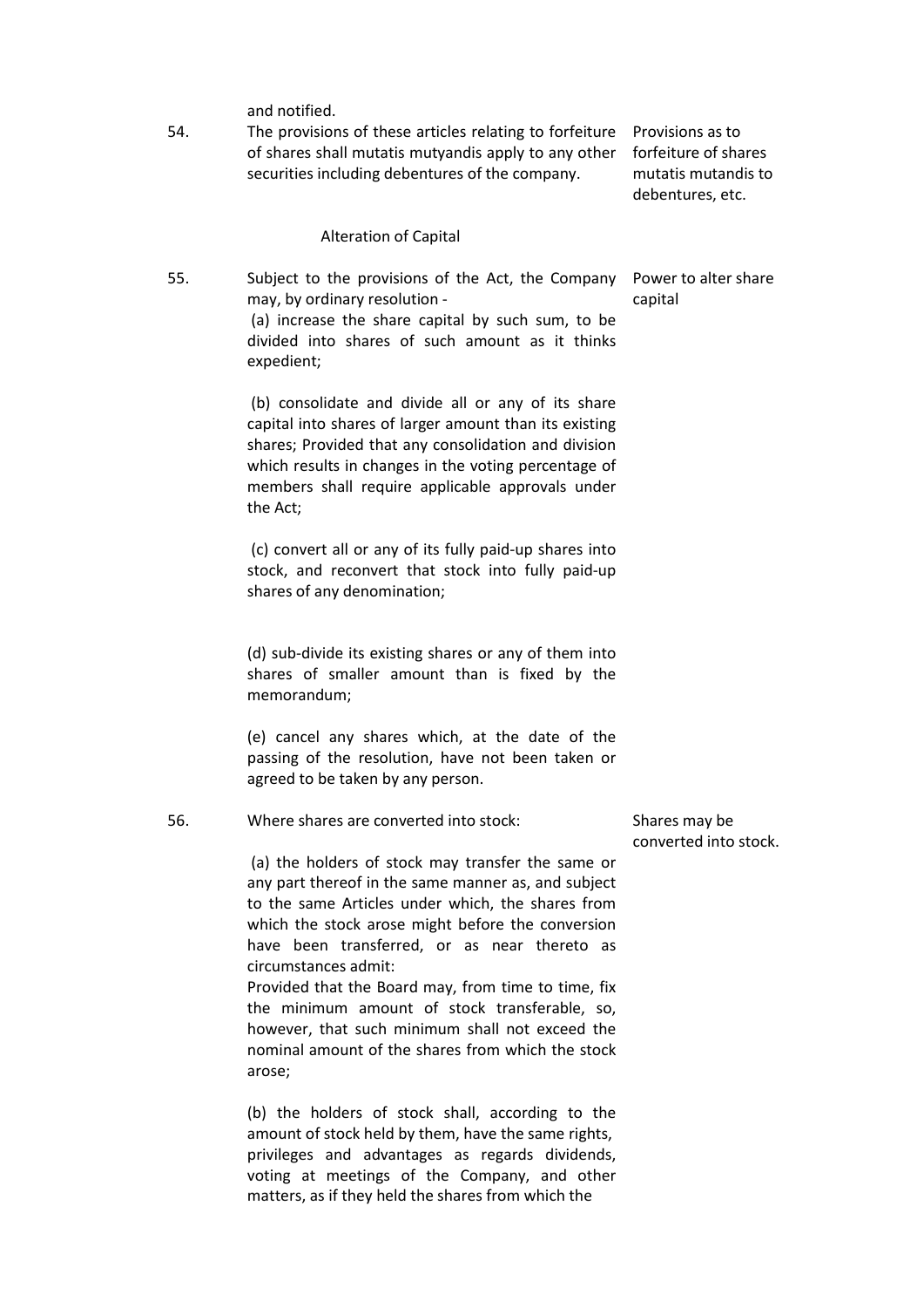and notified.

54. The provisions of these articles relating to forfeiture of shares shall mutatis mutyandis apply to any other securities including debentures of the company.

*Provisions as to forfeiture of shares mutatis mutandis to debentures, etc.*

### Alteration of Capital

55. Subject to the provisions of the Act, the Company may, by ordinary resolution -

*Power to alter share capital*

(a) increase the share capital by such sum, to be divided into shares of such amount as it thinks expedient;

(b) consolidate and divide all or any of its share capital into shares of larger amount than its existing shares; Provided that any consolidation and division which results in changes in the voting percentage of members shall require applicable approvals under the Act;

(c) convert all or any of its fully paid-up shares into stock, and reconvert that stock into fully paid-up shares of any denomination;

(d) sub-divide its existing shares or any of them into shares of smaller amount than is fixed by the memorandum;

(e) cancel any shares which, at the date of the passing of the resolution, have not been taken or agreed to be taken by any person.

56. Where shares are converted into stock:

*Shares may be converted into stock.*

(a) the holders of stock may transfer the same or any part thereof in the same manner as, and subject to the same Articles under which, the shares from which the stock arose might before the conversion have been transferred, or as near thereto as circumstances admit:

Provided that the Board may, from time to time, fix the minimum amount of stock transferable, so, however, that such minimum shall not exceed the nominal amount of the shares from which the stock arose;

(b) the holders of stock shall, according to the amount of stock held by them, have the same rights, privileges and advantages as regards dividends, voting at meetings of the Company, and other matters, as if they held the shares from which the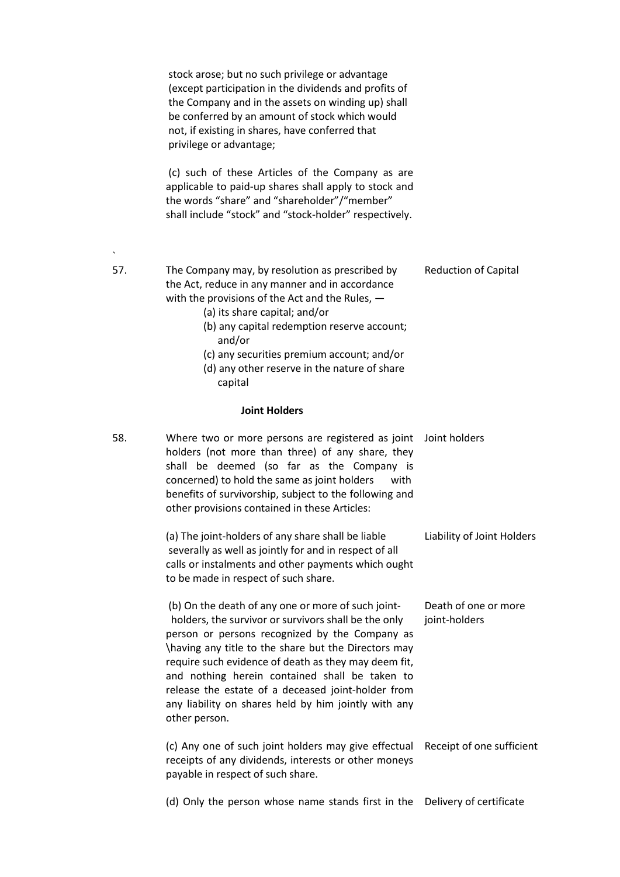stock arose; but no such privilege or advantage (except participation in the dividends and profits of the Company and in the assets on winding up) shall be conferred by an amount of stock which would not, if existing in shares, have conferred that privilege or advantage;

(c) such of these Articles of the Company as are applicable to paid-up shares shall apply to stock and the words "share" and "shareholder"/"member" shall include "stock" and "stock-holder" respectively.

`

57. The Company may, by resolution as prescribed by the Act, reduce in any manner and in accordance with the provisions of the Act and the Rules, — **Reduction of Capital**

(a) its share capital; and/or
(b) any capital redemption reserve account; and/or
(c) any securities premium account; and/or
(d) any other reserve in the nature of share capital

**Joint Holders**

58. Where two or more persons are registered as joint holders (not more than three) of any share, they shall be deemed (so far as the Company is concerned) to hold the same as joint holders with benefits of survivorship, subject to the following and other provisions contained in these Articles: **Joint holders**

(a) The joint-holders of any share shall be liable severally as well as jointly for and in respect of all calls or instalments and other payments which ought to be made in respect of such share. **Liability of Joint Holders**

(b) On the death of any one or more of such joint-holders, the survivor or survivors shall be the only person or persons recognized by the Company as \having any title to the share but the Directors may require such evidence of death as they may deem fit, and nothing herein contained shall be taken to release the estate of a deceased joint-holder from any liability on shares held by him jointly with any other person. **Death of one or more joint-holders**

(c) Any one of such joint holders may give effectual receipts of any dividends, interests or other moneys payable in respect of such share. **Receipt of one sufficient**

(d) Only the person whose name stands first in the **Delivery of certificate**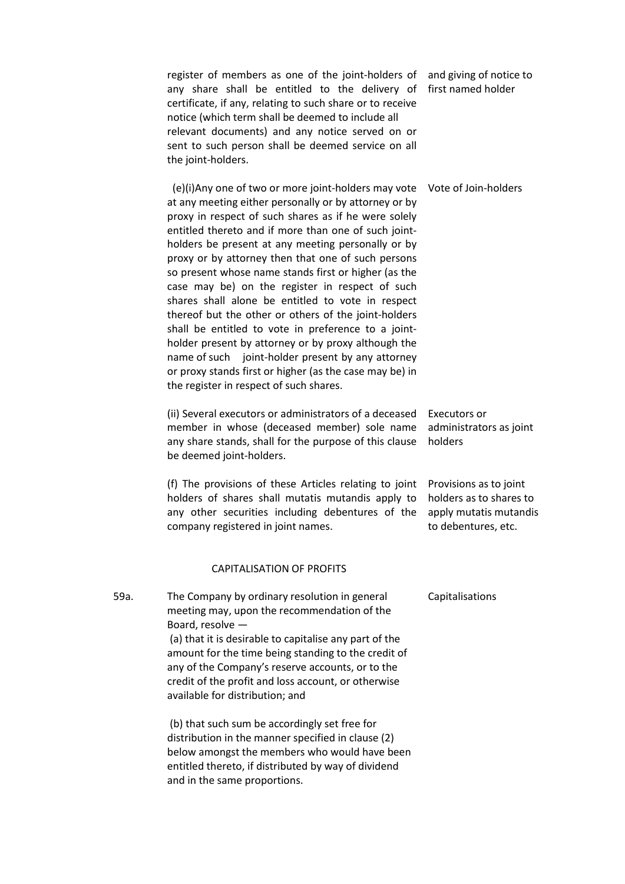register of members as one of the joint-holders of any share shall be entitled to the delivery of certificate, if any, relating to such share or to receive notice (which term shall be deemed to include all relevant documents) and any notice served on or sent to such person shall be deemed service on all the joint-holders. — *and giving of notice to first named holder*

(e)(i)Any one of two or more joint-holders may vote at any meeting either personally or by attorney or by proxy in respect of such shares as if he were solely entitled thereto and if more than one of such joint-holders be present at any meeting personally or by proxy or by attorney then that one of such persons so present whose name stands first or higher (as the case may be) on the register in respect of such shares shall alone be entitled to vote in respect thereof but the other or others of the joint-holders shall be entitled to vote in preference to a joint-holder present by attorney or by proxy although the name of such joint-holder present by any attorney or proxy stands first or higher (as the case may be) in the register in respect of such shares. — *Vote of Join-holders*

(ii) Several executors or administrators of a deceased member in whose (deceased member) sole name any share stands, shall for the purpose of this clause be deemed joint-holders. — *Executors or administrators as joint holders*

(f) The provisions of these Articles relating to joint holders of shares shall mutatis mutandis apply to any other securities including debentures of the company registered in joint names. — *Provisions as to joint holders as to shares to apply mutatis mutandis to debentures, etc.*

## CAPITALISATION OF PROFITS

59a. The Company by ordinary resolution in general meeting may, upon the recommendation of the Board, resolve — — *Capitalisations*

(a) that it is desirable to capitalise any part of the amount for the time being standing to the credit of any of the Company's reserve accounts, or to the credit of the profit and loss account, or otherwise available for distribution; and

(b) that such sum be accordingly set free for distribution in the manner specified in clause (2) below amongst the members who would have been entitled thereto, if distributed by way of dividend and in the same proportions.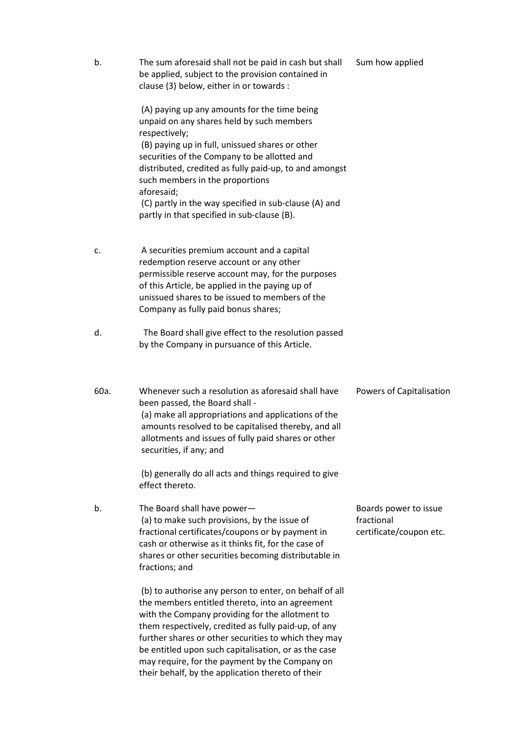| | | |
|---|---|---|
| b. | The sum aforesaid shall not be paid in cash but shall be applied, subject to the provision contained in clause (3) below, either in or towards :<br><br>(A) paying up any amounts for the time being unpaid on any shares held by such members respectively;<br>(B) paying up in full, unissued shares or other securities of the Company to be allotted and distributed, credited as fully paid-up, to and amongst such members in the proportions aforesaid;<br>(C) partly in the way specified in sub-clause (A) and partly in that specified in sub-clause (B). | Sum how applied |
| c. | A securities premium account and a capital redemption reserve account or any other permissible reserve account may, for the purposes of this Article, be applied in the paying up of unissued shares to be issued to members of the Company as fully paid bonus shares; | |
| d. | The Board shall give effect to the resolution passed by the Company in pursuance of this Article. | |
| 60a. | Whenever such a resolution as aforesaid shall have been passed, the Board shall -<br>(a) make all appropriations and applications of the amounts resolved to be capitalised thereby, and all allotments and issues of fully paid shares or other securities, if any; and<br><br>(b) generally do all acts and things required to give effect thereto. | Powers of Capitalisation |
| b. | The Board shall have power—<br>(a) to make such provisions, by the issue of fractional certificates/coupons or by payment in cash or otherwise as it thinks fit, for the case of shares or other securities becoming distributable in fractions; and<br><br>(b) to authorise any person to enter, on behalf of all the members entitled thereto, into an agreement with the Company providing for the allotment to them respectively, credited as fully paid-up, of any further shares or other securities to which they may be entitled upon such capitalisation, or as the case may require, for the payment by the Company on their behalf, by the application thereto of their | Boards power to issue fractional certificate/coupon etc. |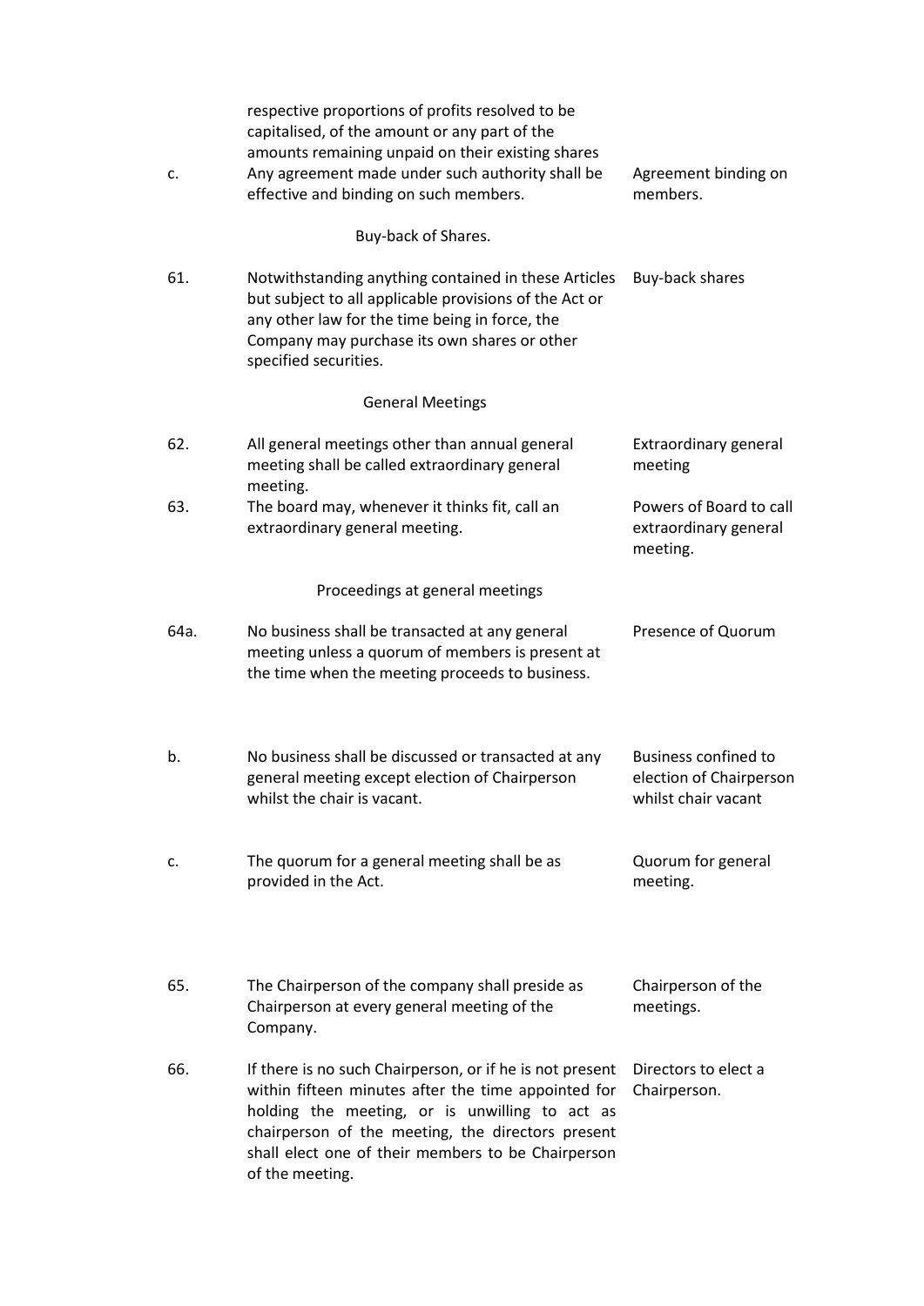| | | |
|---|---|---|
| | respective proportions of profits resolved to be capitalised, of the amount or any part of the amounts remaining unpaid on their existing shares | |
| c. | Any agreement made under such authority shall be effective and binding on such members. | Agreement binding on members. |

Buy-back of Shares.

| | | |
|---|---|---|
| 61. | Notwithstanding anything contained in these Articles but subject to all applicable provisions of the Act or any other law for the time being in force, the Company may purchase its own shares or other specified securities. | Buy-back shares |

General Meetings

| | | |
|---|---|---|
| 62. | All general meetings other than annual general meeting shall be called extraordinary general meeting. | Extraordinary general meeting |
| 63. | The board may, whenever it thinks fit, call an extraordinary general meeting. | Powers of Board to call extraordinary general meeting. |

Proceedings at general meetings

| | | |
|---|---|---|
| 64a. | No business shall be transacted at any general meeting unless a quorum of members is present at the time when the meeting proceeds to business. | Presence of Quorum |
| b. | No business shall be discussed or transacted at any general meeting except election of Chairperson whilst the chair is vacant. | Business confined to election of Chairperson whilst chair vacant |
| c. | The quorum for a general meeting shall be as provided in the Act. | Quorum for general meeting. |
| 65. | The Chairperson of the company shall preside as Chairperson at every general meeting of the Company. | Chairperson of the meetings. |
| 66. | If there is no such Chairperson, or if he is not present within fifteen minutes after the time appointed for holding the meeting, or is unwilling to act as chairperson of the meeting, the directors present shall elect one of their members to be Chairperson of the meeting. | Directors to elect a Chairperson. |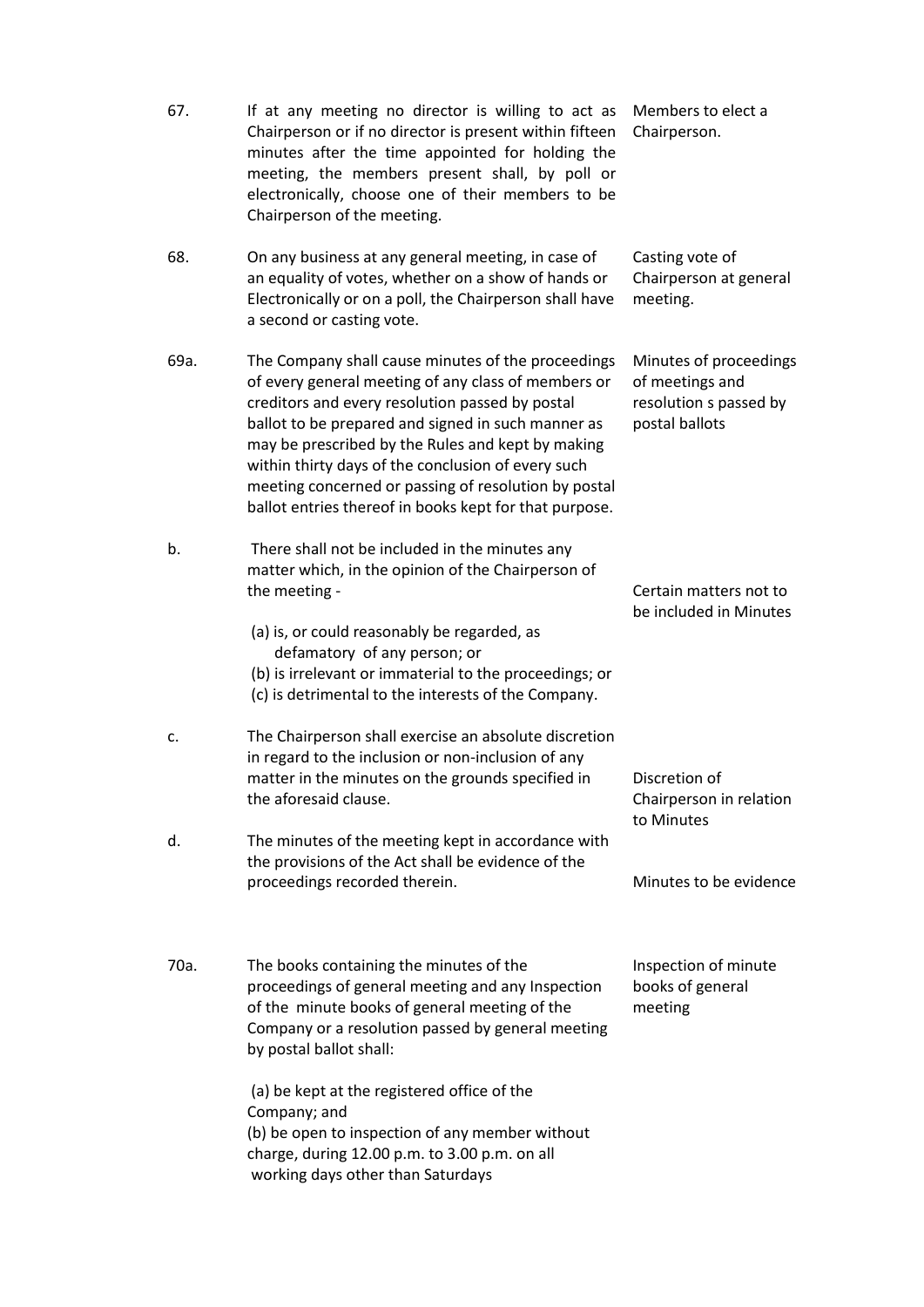| | | |
|---|---|---|
| 67. | If at any meeting no director is willing to act as Chairperson or if no director is present within fifteen minutes after the time appointed for holding the meeting, the members present shall, by poll or electronically, choose one of their members to be Chairperson of the meeting. | Members to elect a Chairperson. |
| 68. | On any business at any general meeting, in case of an equality of votes, whether on a show of hands or Electronically or on a poll, the Chairperson shall have a second or casting vote. | Casting vote of Chairperson at general meeting. |
| 69a. | The Company shall cause minutes of the proceedings of every general meeting of any class of members or creditors and every resolution passed by postal ballot to be prepared and signed in such manner as may be prescribed by the Rules and kept by making within thirty days of the conclusion of every such meeting concerned or passing of resolution by postal ballot entries thereof in books kept for that purpose. | Minutes of proceedings of meetings and resolution s passed by postal ballots |
| b. | There shall not be included in the minutes any matter which, in the opinion of the Chairperson of the meeting -<br><br>(a) is, or could reasonably be regarded, as defamatory of any person; or<br>(b) is irrelevant or immaterial to the proceedings; or<br>(c) is detrimental to the interests of the Company. | Certain matters not to be included in Minutes |
| c. | The Chairperson shall exercise an absolute discretion in regard to the inclusion or non-inclusion of any matter in the minutes on the grounds specified in the aforesaid clause. | Discretion of Chairperson in relation to Minutes |
| d. | The minutes of the meeting kept in accordance with the provisions of the Act shall be evidence of the proceedings recorded therein. | Minutes to be evidence |
| 70a. | The books containing the minutes of the proceedings of general meeting and any Inspection of the minute books of general meeting of the Company or a resolution passed by general meeting by postal ballot shall:<br><br>(a) be kept at the registered office of the Company; and<br>(b) be open to inspection of any member without charge, during 12.00 p.m. to 3.00 p.m. on all working days other than Saturdays | Inspection of minute books of general meeting |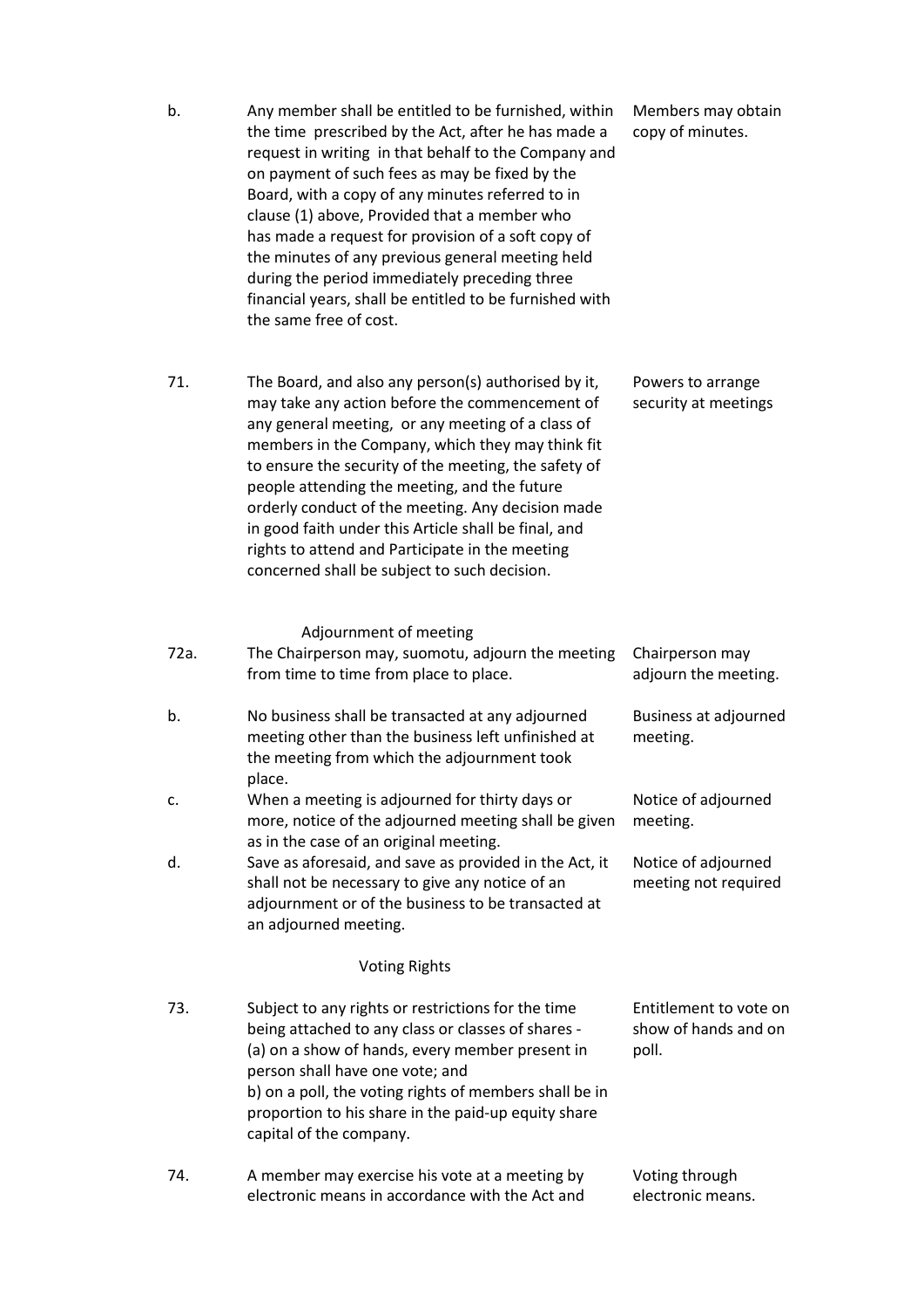b. Any member shall be entitled to be furnished, within the time prescribed by the Act, after he has made a request in writing in that behalf to the Company and on payment of such fees as may be fixed by the Board, with a copy of any minutes referred to in clause (1) above, Provided that a member who has made a request for provision of a soft copy of the minutes of any previous general meeting held during the period immediately preceding three financial years, shall be entitled to be furnished with the same free of cost. — *Members may obtain copy of minutes.*

71. The Board, and also any person(s) authorised by it, may take any action before the commencement of any general meeting, or any meeting of a class of members in the Company, which they may think fit to ensure the security of the meeting, the safety of people attending the meeting, and the future orderly conduct of the meeting. Any decision made in good faith under this Article shall be final, and rights to attend and Participate in the meeting concerned shall be subject to such decision. — *Powers to arrange security at meetings*

### Adjournment of meeting

72a. The Chairperson may, suomotu, adjourn the meeting from time to time from place to place. — *Chairperson may adjourn the meeting.*

b. No business shall be transacted at any adjourned meeting other than the business left unfinished at the meeting from which the adjournment took place. — *Business at adjourned meeting.*

c. When a meeting is adjourned for thirty days or more, notice of the adjourned meeting shall be given as in the case of an original meeting. — *Notice of adjourned meeting.*

d. Save as aforesaid, and save as provided in the Act, it shall not be necessary to give any notice of an adjournment or of the business to be transacted at an adjourned meeting. — *Notice of adjourned meeting not required*

### Voting Rights

73. Subject to any rights or restrictions for the time being attached to any class or classes of shares -
(a) on a show of hands, every member present in person shall have one vote; and
b) on a poll, the voting rights of members shall be in proportion to his share in the paid-up equity share capital of the company. — *Entitlement to vote on show of hands and on poll.*

74. A member may exercise his vote at a meeting by electronic means in accordance with the Act and — *Voting through electronic means.*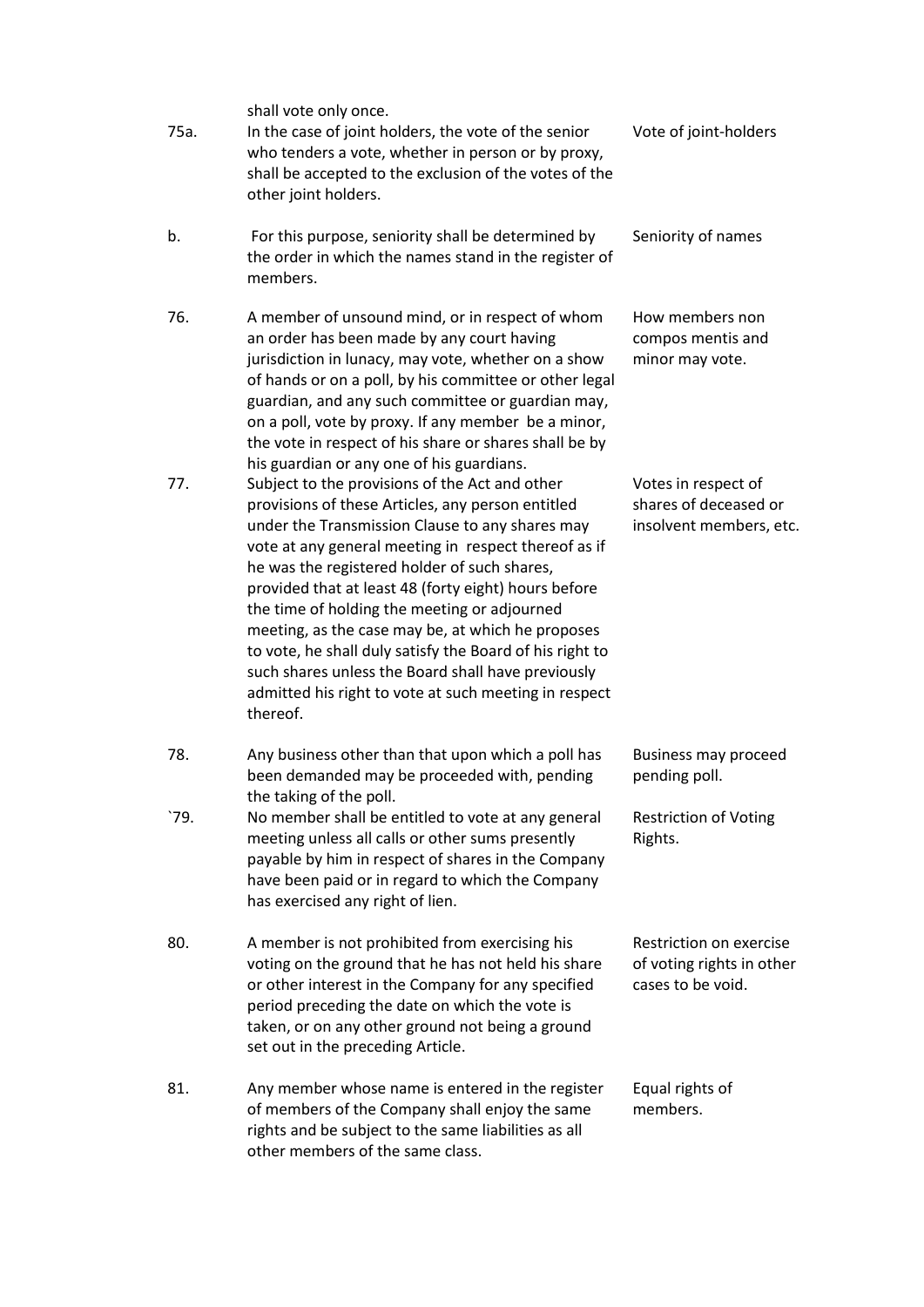shall vote only once.

| | | |
|---|---|---|
| 75a. | In the case of joint holders, the vote of the senior who tenders a vote, whether in person or by proxy, shall be accepted to the exclusion of the votes of the other joint holders. | Vote of joint-holders |
| b. | For this purpose, seniority shall be determined by the order in which the names stand in the register of members. | Seniority of names |
| 76. | A member of unsound mind, or in respect of whom an order has been made by any court having jurisdiction in lunacy, may vote, whether on a show of hands or on a poll, by his committee or other legal guardian, and any such committee or guardian may, on a poll, vote by proxy. If any member be a minor, the vote in respect of his share or shares shall be by his guardian or any one of his guardians. | How members non compos mentis and minor may vote. |
| 77. | Subject to the provisions of the Act and other provisions of these Articles, any person entitled under the Transmission Clause to any shares may vote at any general meeting in respect thereof as if he was the registered holder of such shares, provided that at least 48 (forty eight) hours before the time of holding the meeting or adjourned meeting, as the case may be, at which he proposes to vote, he shall duly satisfy the Board of his right to such shares unless the Board shall have previously admitted his right to vote at such meeting in respect thereof. | Votes in respect of shares of deceased or insolvent members, etc. |
| 78. | Any business other than that upon which a poll has been demanded may be proceeded with, pending the taking of the poll. | Business may proceed pending poll. |
| `79. | No member shall be entitled to vote at any general meeting unless all calls or other sums presently payable by him in respect of shares in the Company have been paid or in regard to which the Company has exercised any right of lien. | Restriction of Voting Rights. |
| 80. | A member is not prohibited from exercising his voting on the ground that he has not held his share or other interest in the Company for any specified period preceding the date on which the vote is taken, or on any other ground not being a ground set out in the preceding Article. | Restriction on exercise of voting rights in other cases to be void. |
| 81. | Any member whose name is entered in the register of members of the Company shall enjoy the same rights and be subject to the same liabilities as all other members of the same class. | Equal rights of members. |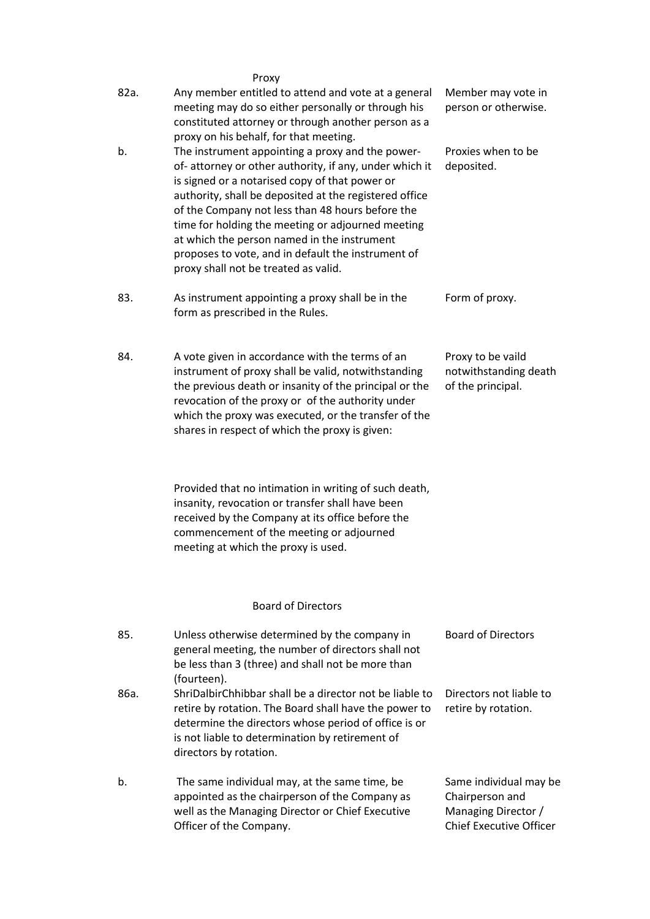### Proxy

| | | |
|---|---|---|
| 82a. | Any member entitled to attend and vote at a general meeting may do so either personally or through his constituted attorney or through another person as a proxy on his behalf, for that meeting. | Member may vote in person or otherwise. |
| b. | The instrument appointing a proxy and the power-of- attorney or other authority, if any, under which it is signed or a notarised copy of that power or authority, shall be deposited at the registered office of the Company not less than 48 hours before the time for holding the meeting or adjourned meeting at which the person named in the instrument proposes to vote, and in default the instrument of proxy shall not be treated as valid. | Proxies when to be deposited. |
| 83. | As instrument appointing a proxy shall be in the form as prescribed in the Rules. | Form of proxy. |
| 84. | A vote given in accordance with the terms of an instrument of proxy shall be valid, notwithstanding the previous death or insanity of the principal or the revocation of the proxy or of the authority under which the proxy was executed, or the transfer of the shares in respect of which the proxy is given:<br><br>Provided that no intimation in writing of such death, insanity, revocation or transfer shall have been received by the Company at its office before the commencement of the meeting or adjourned meeting at which the proxy is used. | Proxy to be vaild notwithstanding death of the principal. |

### Board of Directors

| | | |
|---|---|---|
| 85. | Unless otherwise determined by the company in general meeting, the number of directors shall not be less than 3 (three) and shall not be more than (fourteen). | Board of Directors |
| 86a. | ShriDalbirChhibbar shall be a director not be liable to retire by rotation. The Board shall have the power to determine the directors whose period of office is or is not liable to determination by retirement of directors by rotation. | Directors not liable to retire by rotation. |
| b. | The same individual may, at the same time, be appointed as the chairperson of the Company as well as the Managing Director or Chief Executive Officer of the Company. | Same individual may be Chairperson and Managing Director / Chief Executive Officer |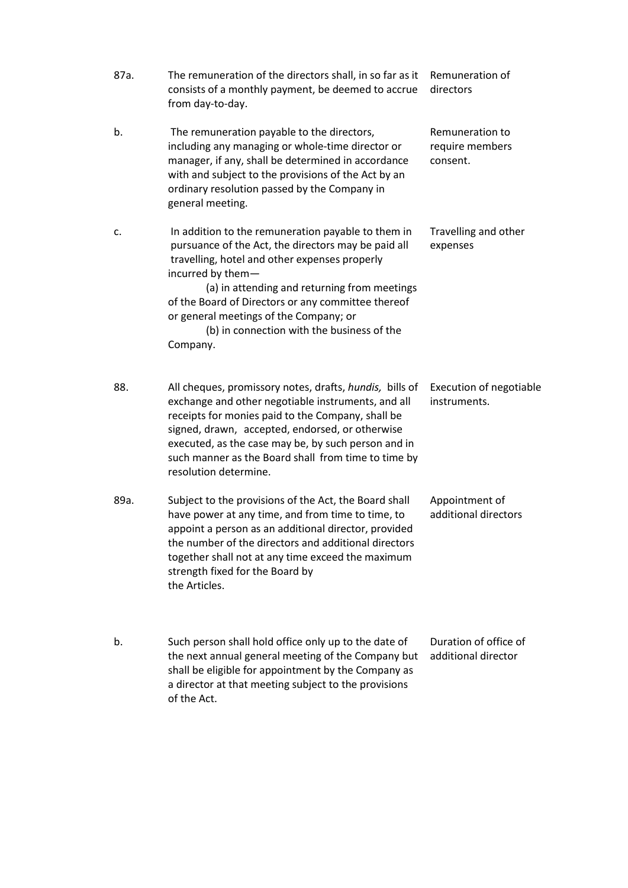| | | |
|---|---|---|
| 87a. | The remuneration of the directors shall, in so far as it consists of a monthly payment, be deemed to accrue from day-to-day. | Remuneration of directors |
| b. | The remuneration payable to the directors, including any managing or whole-time director or manager, if any, shall be determined in accordance with and subject to the provisions of the Act by an ordinary resolution passed by the Company in general meeting. | Remuneration to require members consent. |
| c. | In addition to the remuneration payable to them in pursuance of the Act, the directors may be paid all travelling, hotel and other expenses properly incurred by them— (a) in attending and returning from meetings of the Board of Directors or any committee thereof or general meetings of the Company; or (b) in connection with the business of the Company. | Travelling and other expenses |
| 88. | All cheques, promissory notes, drafts, *hundis,* bills of exchange and other negotiable instruments, and all receipts for monies paid to the Company, shall be signed, drawn, accepted, endorsed, or otherwise executed, as the case may be, by such person and in such manner as the Board shall from time to time by resolution determine. | Execution of negotiable instruments. |
| 89a. | Subject to the provisions of the Act, the Board shall have power at any time, and from time to time, to appoint a person as an additional director, provided the number of the directors and additional directors together shall not at any time exceed the maximum strength fixed for the Board by the Articles. | Appointment of additional directors |
| b. | Such person shall hold office only up to the date of the next annual general meeting of the Company but shall be eligible for appointment by the Company as a director at that meeting subject to the provisions of the Act. | Duration of office of additional director |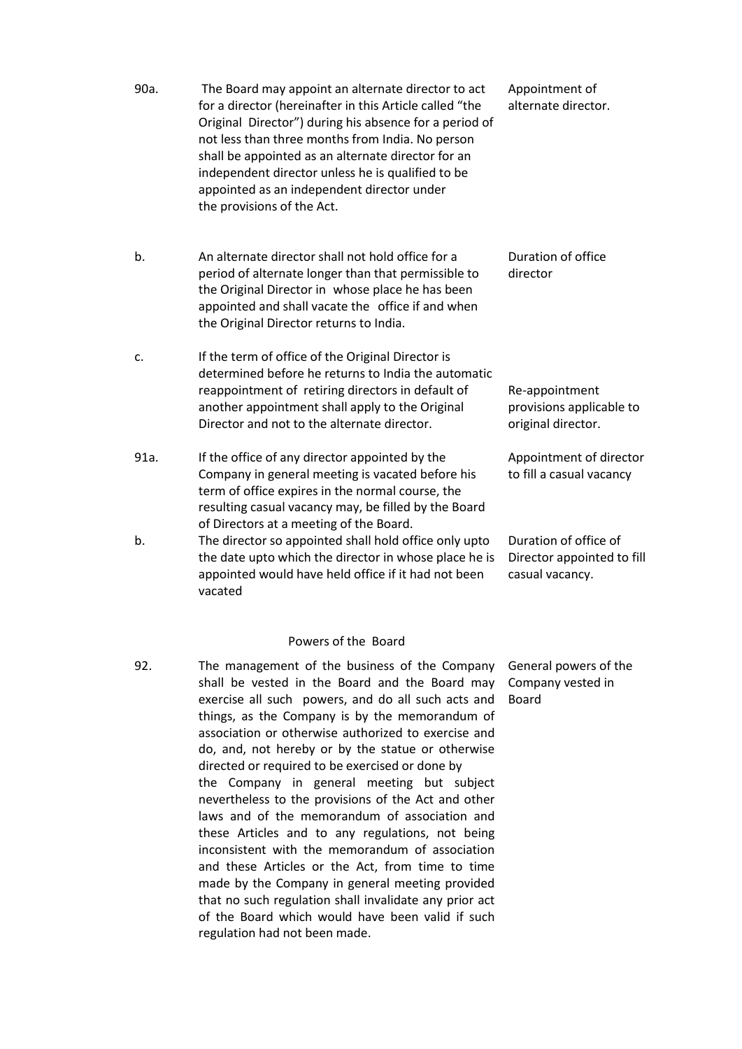| | | |
|---|---|---|
| 90a. | The Board may appoint an alternate director to act for a director (hereinafter in this Article called "the Original Director") during his absence for a period of not less than three months from India. No person shall be appointed as an alternate director for an independent director unless he is qualified to be appointed as an independent director under the provisions of the Act. | Appointment of alternate director. |
| b. | An alternate director shall not hold office for a period of alternate longer than that permissible to the Original Director in whose place he has been appointed and shall vacate the office if and when the Original Director returns to India. | Duration of office director |
| c. | If the term of office of the Original Director is determined before he returns to India the automatic reappointment of retiring directors in default of another appointment shall apply to the Original Director and not to the alternate director. | Re-appointment provisions applicable to original director. |
| 91a. | If the office of any director appointed by the Company in general meeting is vacated before his term of office expires in the normal course, the resulting casual vacancy may, be filled by the Board of Directors at a meeting of the Board. | Appointment of director to fill a casual vacancy |
| b. | The director so appointed shall hold office only upto the date upto which the director in whose place he is appointed would have held office if it had not been vacated | Duration of office of Director appointed to fill casual vacancy. |

## Powers of the Board

| | | |
|---|---|---|
| 92. | The management of the business of the Company shall be vested in the Board and the Board may exercise all such powers, and do all such acts and things, as the Company is by the memorandum of association or otherwise authorized to exercise and do, and, not hereby or by the statue or otherwise directed or required to be exercised or done by the Company in general meeting but subject nevertheless to the provisions of the Act and other laws and of the memorandum of association and these Articles and to any regulations, not being inconsistent with the memorandum of association and these Articles or the Act, from time to time made by the Company in general meeting provided that no such regulation shall invalidate any prior act of the Board which would have been valid if such regulation had not been made. | General powers of the Company vested in Board |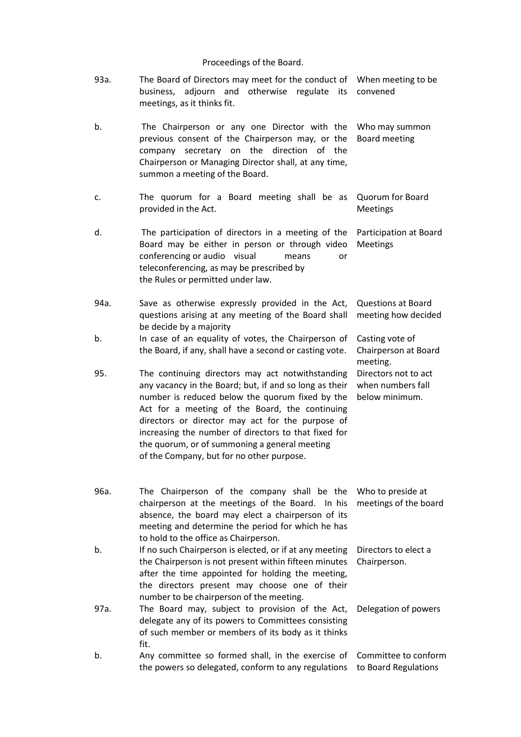Proceedings of the Board.

| | | |
|---|---|---|
| 93a. | The Board of Directors may meet for the conduct of business, adjourn and otherwise regulate its meetings, as it thinks fit. | When meeting to be convened |
| b. | The Chairperson or any one Director with the previous consent of the Chairperson may, or the company secretary on the direction of the Chairperson or Managing Director shall, at any time, summon a meeting of the Board. | Who may summon Board meeting |
| c. | The quorum for a Board meeting shall be as provided in the Act. | Quorum for Board Meetings |
| d. | The participation of directors in a meeting of the Board may be either in person or through video conferencing or audio visual means or teleconferencing, as may be prescribed by the Rules or permitted under law. | Participation at Board Meetings |
| 94a. | Save as otherwise expressly provided in the Act, questions arising at any meeting of the Board shall be decide by a majority | Questions at Board meeting how decided |
| b. | In case of an equality of votes, the Chairperson of the Board, if any, shall have a second or casting vote. | Casting vote of Chairperson at Board meeting. |
| 95. | The continuing directors may act notwithstanding any vacancy in the Board; but, if and so long as their number is reduced below the quorum fixed by the Act for a meeting of the Board, the continuing directors or director may act for the purpose of increasing the number of directors to that fixed for the quorum, or of summoning a general meeting of the Company, but for no other purpose. | Directors not to act when numbers fall below minimum. |
| 96a. | The Chairperson of the company shall be the chairperson at the meetings of the Board. In his absence, the board may elect a chairperson of its meeting and determine the period for which he has to hold to the office as Chairperson. | Who to preside at meetings of the board |
| b. | If no such Chairperson is elected, or if at any meeting the Chairperson is not present within fifteen minutes after the time appointed for holding the meeting, the directors present may choose one of their number to be chairperson of the meeting. | Directors to elect a Chairperson. |
| 97a. | The Board may, subject to provision of the Act, delegate any of its powers to Committees consisting of such member or members of its body as it thinks fit. | Delegation of powers |
| b. | Any committee so formed shall, in the exercise of the powers so delegated, conform to any regulations | Committee to conform to Board Regulations |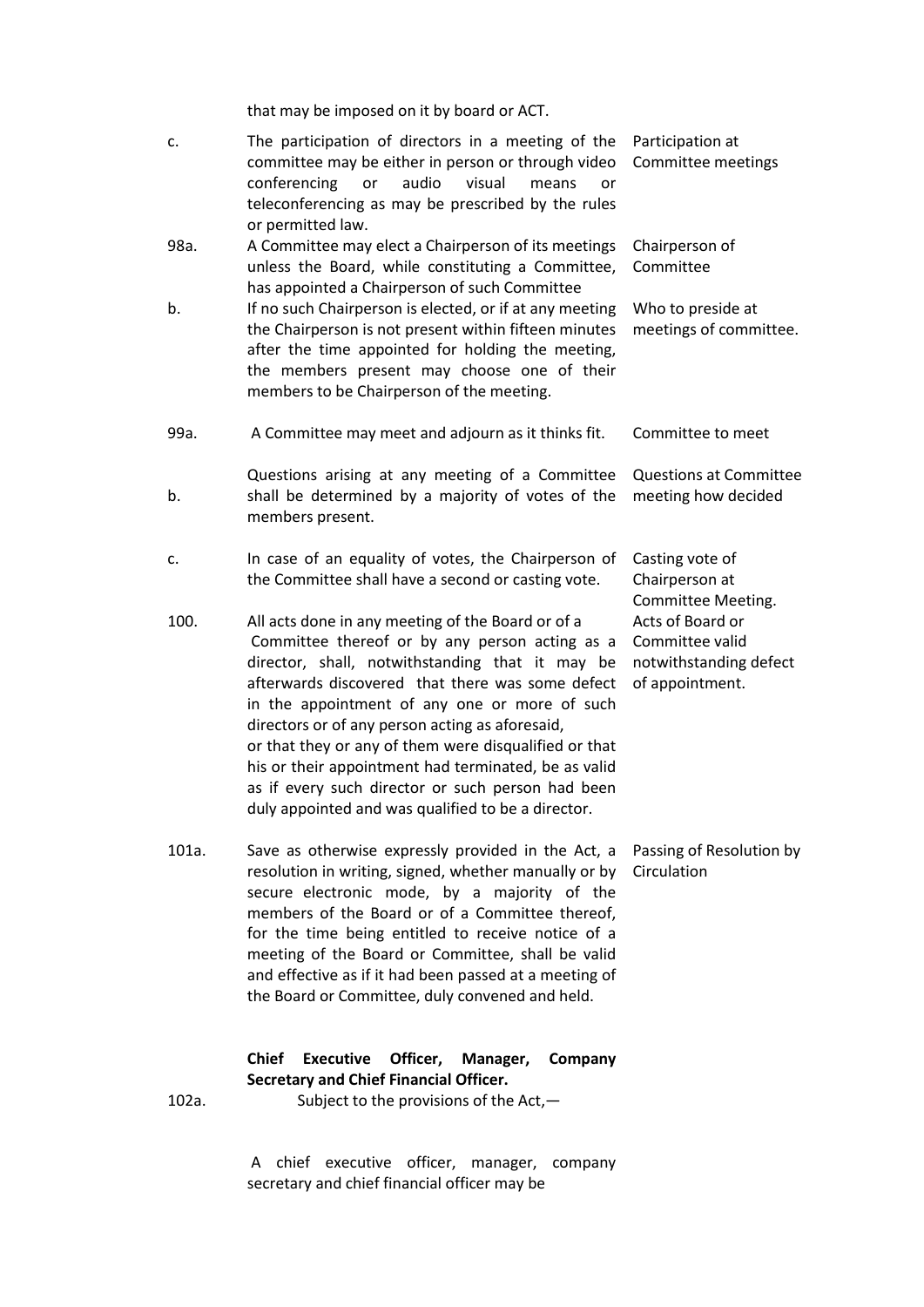that may be imposed on it by board or ACT.

| | | |
|---|---|---|
| c. | The participation of directors in a meeting of the committee may be either in person or through video conferencing or audio visual means or teleconferencing as may be prescribed by the rules or permitted law. | Participation at Committee meetings |
| 98a. | A Committee may elect a Chairperson of its meetings unless the Board, while constituting a Committee, has appointed a Chairperson of such Committee | Chairperson of Committee |
| b. | If no such Chairperson is elected, or if at any meeting the Chairperson is not present within fifteen minutes after the time appointed for holding the meeting, the members present may choose one of their members to be Chairperson of the meeting. | Who to preside at meetings of committee. |
| 99a. | A Committee may meet and adjourn as it thinks fit. | Committee to meet |
| b. | Questions arising at any meeting of a Committee shall be determined by a majority of votes of the members present. | Questions at Committee meeting how decided |
| c. | In case of an equality of votes, the Chairperson of the Committee shall have a second or casting vote. | Casting vote of Chairperson at Committee Meeting. |
| 100. | All acts done in any meeting of the Board or of a Committee thereof or by any person acting as a director, shall, notwithstanding that it may be afterwards discovered that there was some defect in the appointment of any one or more of such directors or of any person acting as aforesaid, or that they or any of them were disqualified or that his or their appointment had terminated, be as valid as if every such director or such person had been duly appointed and was qualified to be a director. | Acts of Board or Committee valid notwithstanding defect of appointment. |
| 101a. | Save as otherwise expressly provided in the Act, a resolution in writing, signed, whether manually or by secure electronic mode, by a majority of the members of the Board or of a Committee thereof, for the time being entitled to receive notice of a meeting of the Board or Committee, shall be valid and effective as if it had been passed at a meeting of the Board or Committee, duly convened and held. | Passing of Resolution by Circulation |

**Chief Executive Officer, Manager, Company Secretary and Chief Financial Officer.**

102a. Subject to the provisions of the Act,—

A chief executive officer, manager, company secretary and chief financial officer may be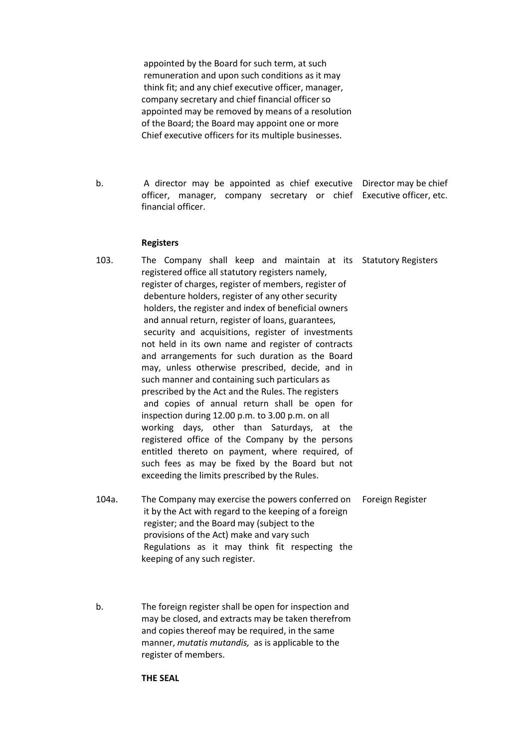appointed by the Board for such term, at such remuneration and upon such conditions as it may think fit; and any chief executive officer, manager, company secretary and chief financial officer so appointed may be removed by means of a resolution of the Board; the Board may appoint one or more Chief executive officers for its multiple businesses.

b. A director may be appointed as chief executive officer, manager, company secretary or chief financial officer. *Director may be chief Executive officer, etc.*

**Registers**

103. The Company shall keep and maintain at its registered office all statutory registers namely, register of charges, register of members, register of debenture holders, register of any other security holders, the register and index of beneficial owners and annual return, register of loans, guarantees, security and acquisitions, register of investments not held in its own name and register of contracts and arrangements for such duration as the Board may, unless otherwise prescribed, decide, and in such manner and containing such particulars as prescribed by the Act and the Rules. The registers and copies of annual return shall be open for inspection during 12.00 p.m. to 3.00 p.m. on all working days, other than Saturdays, at the registered office of the Company by the persons entitled thereto on payment, where required, of such fees as may be fixed by the Board but not exceeding the limits prescribed by the Rules. *Statutory Registers*

104a. The Company may exercise the powers conferred on it by the Act with regard to the keeping of a foreign register; and the Board may (subject to the provisions of the Act) make and vary such Regulations as it may think fit respecting the keeping of any such register. *Foreign Register*

b. The foreign register shall be open for inspection and may be closed, and extracts may be taken therefrom and copies thereof may be required, in the same manner, *mutatis mutandis,* as is applicable to the register of members.

**THE SEAL**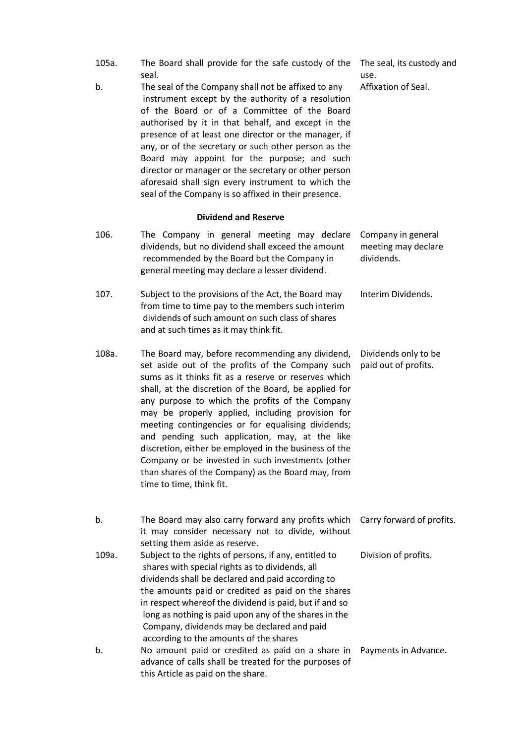| | | |
|---|---|---|
| 105a. | The Board shall provide for the safe custody of the seal. | The seal, its custody and use. |
| b. | The seal of the Company shall not be affixed to any instrument except by the authority of a resolution of the Board or of a Committee of the Board authorised by it in that behalf, and except in the presence of at least one director or the manager, if any, or of the secretary or such other person as the Board may appoint for the purpose; and such director or manager or the secretary or other person aforesaid shall sign every instrument to which the seal of the Company is so affixed in their presence. | Affixation of Seal. |

**Dividend and Reserve**

| | | |
|---|---|---|
| 106. | The Company in general meeting may declare dividends, but no dividend shall exceed the amount recommended by the Board but the Company in general meeting may declare a lesser dividend. | Company in general meeting may declare dividends. |
| 107. | Subject to the provisions of the Act, the Board may from time to time pay to the members such interim dividends of such amount on such class of shares and at such times as it may think fit. | Interim Dividends. |
| 108a. | The Board may, before recommending any dividend, set aside out of the profits of the Company such sums as it thinks fit as a reserve or reserves which shall, at the discretion of the Board, be applied for any purpose to which the profits of the Company may be properly applied, including provision for meeting contingencies or for equalising dividends; and pending such application, may, at the like discretion, either be employed in the business of the Company or be invested in such investments (other than shares of the Company) as the Board may, from time to time, think fit. | Dividends only to be paid out of profits. |
| b. | The Board may also carry forward any profits which it may consider necessary not to divide, without setting them aside as reserve. | Carry forward of profits. |
| 109a. | Subject to the rights of persons, if any, entitled to shares with special rights as to dividends, all dividends shall be declared and paid according to the amounts paid or credited as paid on the shares in respect whereof the dividend is paid, but if and so long as nothing is paid upon any of the shares in the Company, dividends may be declared and paid according to the amounts of the shares | Division of profits. |
| b. | No amount paid or credited as paid on a share in advance of calls shall be treated for the purposes of this Article as paid on the share. | Payments in Advance. |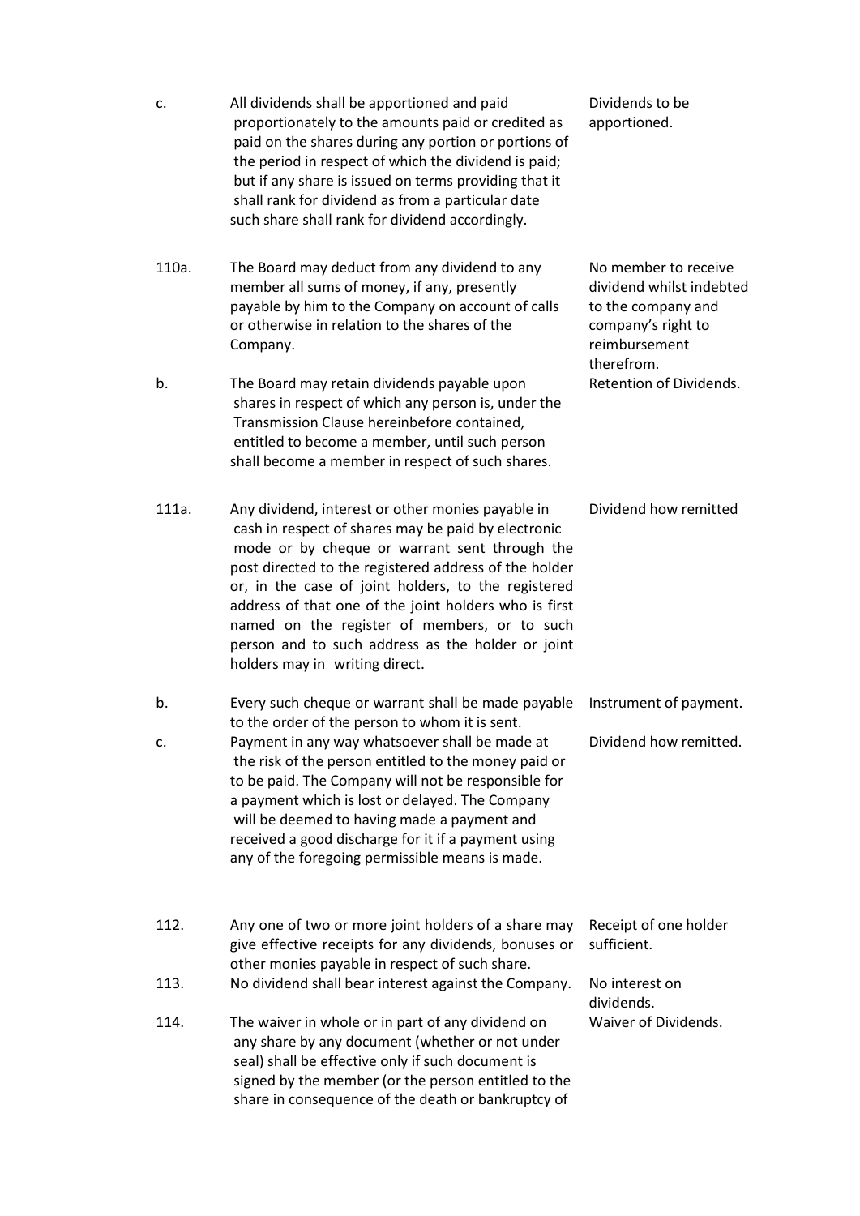| | | |
|---|---|---|
| c. | All dividends shall be apportioned and paid proportionately to the amounts paid or credited as paid on the shares during any portion or portions of the period in respect of which the dividend is paid; but if any share is issued on terms providing that it shall rank for dividend as from a particular date such share shall rank for dividend accordingly. | Dividends to be apportioned. |
| 110a. | The Board may deduct from any dividend to any member all sums of money, if any, presently payable by him to the Company on account of calls or otherwise in relation to the shares of the Company. | No member to receive dividend whilst indebted to the company and company's right to reimbursement therefrom. |
| b. | The Board may retain dividends payable upon shares in respect of which any person is, under the Transmission Clause hereinbefore contained, entitled to become a member, until such person shall become a member in respect of such shares. | Retention of Dividends. |
| 111a. | Any dividend, interest or other monies payable in cash in respect of shares may be paid by electronic mode or by cheque or warrant sent through the post directed to the registered address of the holder or, in the case of joint holders, to the registered address of that one of the joint holders who is first named on the register of members, or to such person and to such address as the holder or joint holders may in writing direct. | Dividend how remitted |
| b. | Every such cheque or warrant shall be made payable to the order of the person to whom it is sent. | Instrument of payment. |
| c. | Payment in any way whatsoever shall be made at the risk of the person entitled to the money paid or to be paid. The Company will not be responsible for a payment which is lost or delayed. The Company will be deemed to having made a payment and received a good discharge for it if a payment using any of the foregoing permissible means is made. | Dividend how remitted. |
| 112. | Any one of two or more joint holders of a share may give effective receipts for any dividends, bonuses or other monies payable in respect of such share. | Receipt of one holder sufficient. |
| 113. | No dividend shall bear interest against the Company. | No interest on dividends. |
| 114. | The waiver in whole or in part of any dividend on any share by any document (whether or not under seal) shall be effective only if such document is signed by the member (or the person entitled to the share in consequence of the death or bankruptcy of | Waiver of Dividends. |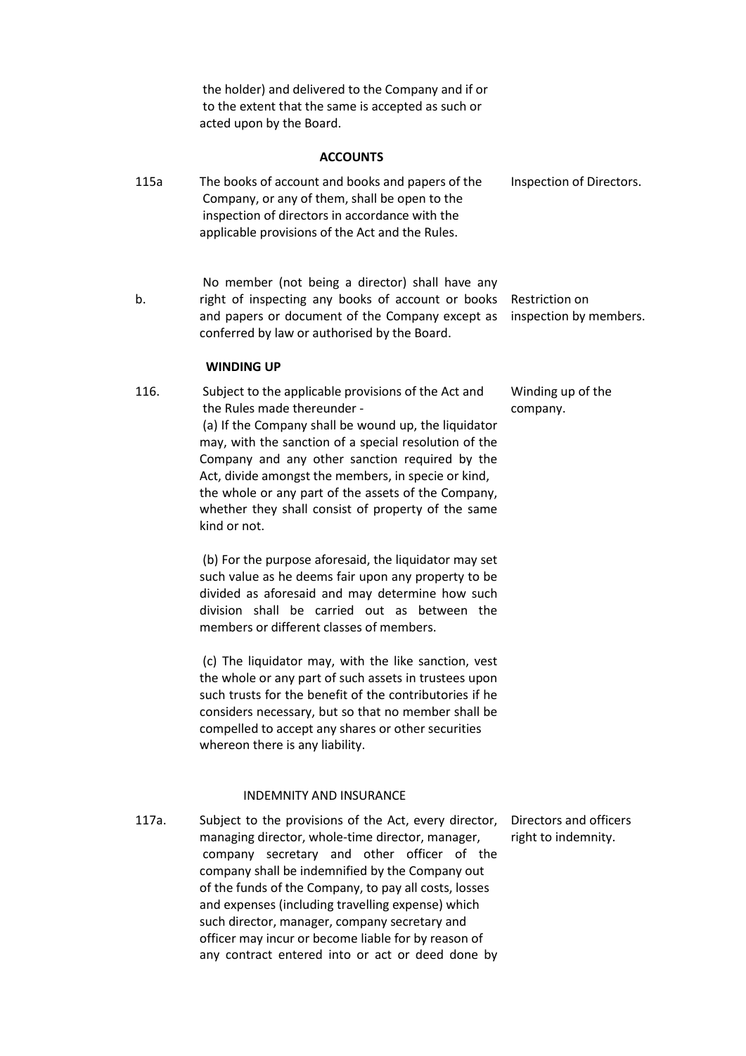the holder) and delivered to the Company and if or to the extent that the same is accepted as such or acted upon by the Board.

## ACCOUNTS

| | | |
|---|---|---|
| 115a | The books of account and books and papers of the Company, or any of them, shall be open to the inspection of directors in accordance with the applicable provisions of the Act and the Rules. | Inspection of Directors. |
| b. | No member (not being a director) shall have any right of inspecting any books of account or books and papers or document of the Company except as conferred by law or authorised by the Board. | Restriction on inspection by members. |

## WINDING UP

| | | |
|---|---|---|
| 116. | Subject to the applicable provisions of the Act and the Rules made thereunder -<br>(a) If the Company shall be wound up, the liquidator may, with the sanction of a special resolution of the Company and any other sanction required by the Act, divide amongst the members, in specie or kind, the whole or any part of the assets of the Company, whether they shall consist of property of the same kind or not.<br><br>(b) For the purpose aforesaid, the liquidator may set such value as he deems fair upon any property to be divided as aforesaid and may determine how such division shall be carried out as between the members or different classes of members.<br><br>(c) The liquidator may, with the like sanction, vest the whole or any part of such assets in trustees upon such trusts for the benefit of the contributories if he considers necessary, but so that no member shall be compelled to accept any shares or other securities whereon there is any liability. | Winding up of the company. |

## INDEMNITY AND INSURANCE

| | | |
|---|---|---|
| 117a. | Subject to the provisions of the Act, every director, managing director, whole-time director, manager, company secretary and other officer of the company shall be indemnified by the Company out of the funds of the Company, to pay all costs, losses and expenses (including travelling expense) which such director, manager, company secretary and officer may incur or become liable for by reason of any contract entered into or act or deed done by | Directors and officers right to indemnity. |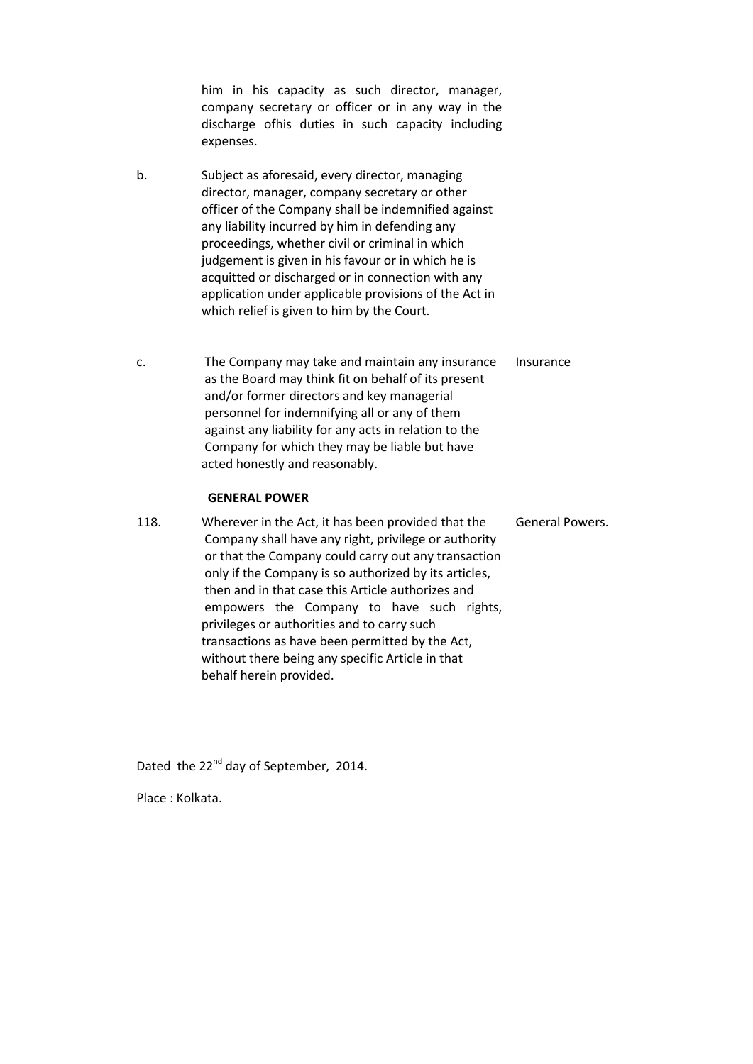him in his capacity as such director, manager, company secretary or officer or in any way in the discharge ofhis duties in such capacity including expenses.

b. Subject as aforesaid, every director, managing director, manager, company secretary or other officer of the Company shall be indemnified against any liability incurred by him in defending any proceedings, whether civil or criminal in which judgement is given in his favour or in which he is acquitted or discharged or in connection with any application under applicable provisions of the Act in which relief is given to him by the Court.

c. The Company may take and maintain any insurance as the Board may think fit on behalf of its present and/or former directors and key managerial personnel for indemnifying all or any of them against any liability for any acts in relation to the Company for which they may be liable but have acted honestly and reasonably. *Insurance*

**GENERAL POWER**

118. Wherever in the Act, it has been provided that the Company shall have any right, privilege or authority or that the Company could carry out any transaction only if the Company is so authorized by its articles, then and in that case this Article authorizes and empowers the Company to have such rights, privileges or authorities and to carry such transactions as have been permitted by the Act, without there being any specific Article in that behalf herein provided. *General Powers.*

Dated the 22nd day of September, 2014.

Place : Kolkata.